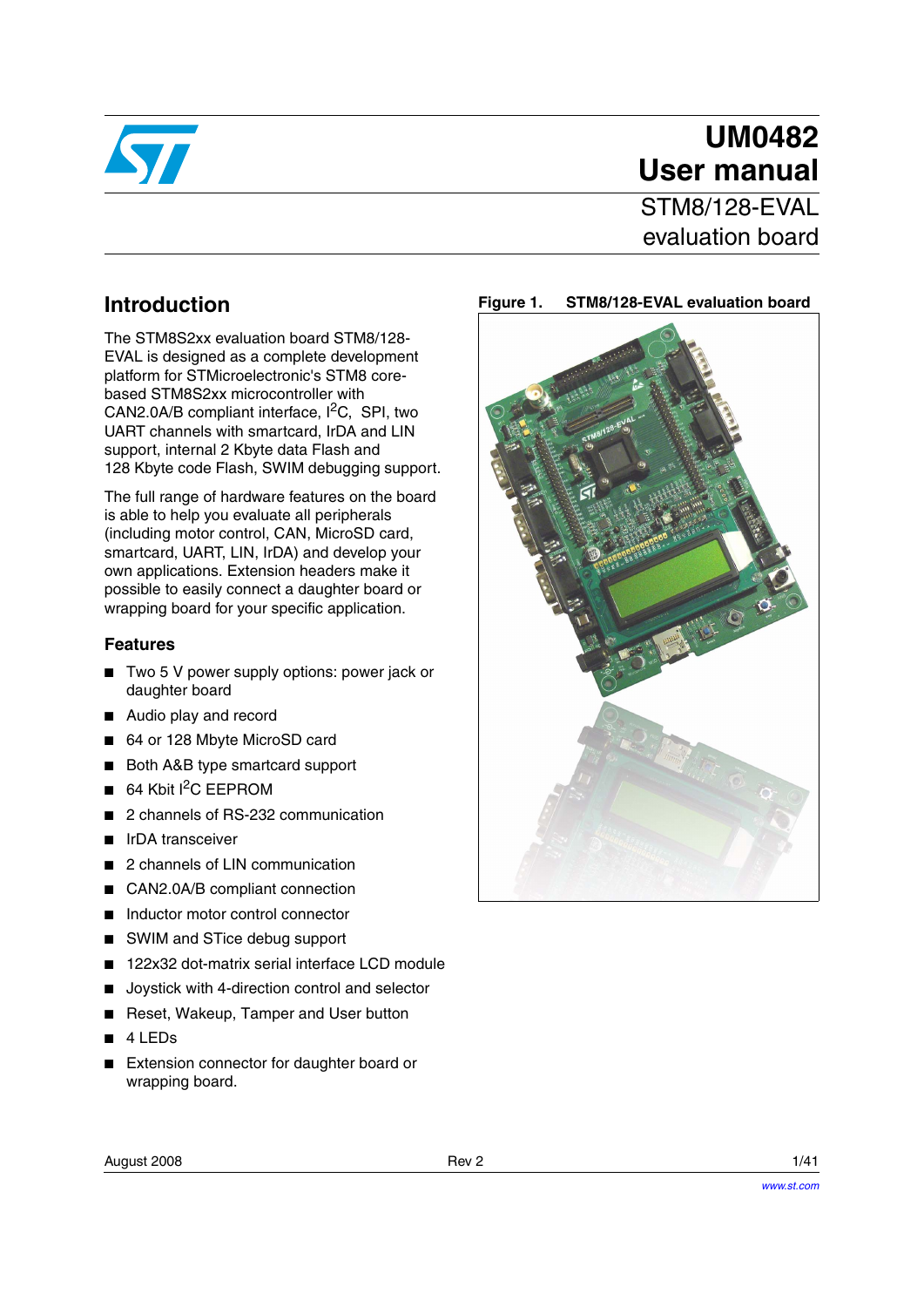# UM0482
# User manual

## STM8/128-EVAL evaluation board

## Introduction

The STM8S2xx evaluation board STM8/128-EVAL is designed as a complete development platform for STMicroelectronic's STM8 core-based STM8S2xx microcontroller with CAN2.0A/B compliant interface, $I^2C$, SPI, two UART channels with smartcard, IrDA and LIN support, internal 2 Kbyte data Flash and 128 Kbyte code Flash, SWIM debugging support.

The full range of hardware features on the board is able to help you evaluate all peripherals (including motor control, CAN, MicroSD card, smartcard, UART, LIN, IrDA) and develop your own applications. Extension headers make it possible to easily connect a daughter board or wrapping board for your specific application.

### Features

- Two 5 V power supply options: power jack or daughter board
- Audio play and record
- 64 or 128 Mbyte MicroSD card
- Both A&B type smartcard support
- 64 Kbit $I^2C$ EEPROM
- 2 channels of RS-232 communication
- IrDA transceiver
- 2 channels of LIN communication
- CAN2.0A/B compliant connection
- Inductor motor control connector
- SWIM and STice debug support
- 122x32 dot-matrix serial interface LCD module
- Joystick with 4-direction control and selector
- Reset, Wakeup, Tamper and User button
- 4 LEDs
- Extension connector for daughter board or wrapping board.

Figure 1. STM8/128-EVAL evaluation board

August 2008 Rev 2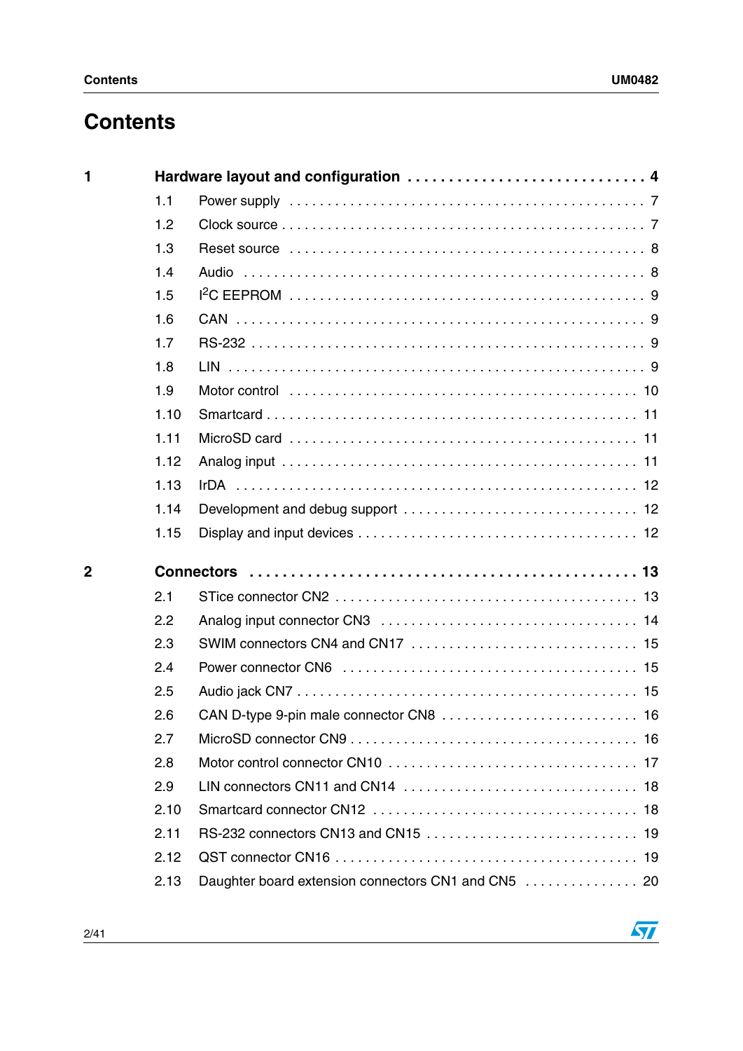# Contents

**1 Hardware layout and configuration . . . . . . . . . . . . . . . . . . . . . . . . . . . . 4**

1.1 Power supply . . . . . . . . . . . . . . . . . . . . . . . . . . . . . . . . . . . . . . . . . . . . 7

1.2 Clock source . . . . . . . . . . . . . . . . . . . . . . . . . . . . . . . . . . . . . . . . . . . . 7

1.3 Reset source . . . . . . . . . . . . . . . . . . . . . . . . . . . . . . . . . . . . . . . . . . . . 8

1.4 Audio . . . . . . . . . . . . . . . . . . . . . . . . . . . . . . . . . . . . . . . . . . . . . . . . . 8

1.5 I$^2$C EEPROM . . . . . . . . . . . . . . . . . . . . . . . . . . . . . . . . . . . . . . . . . . 9

1.6 CAN . . . . . . . . . . . . . . . . . . . . . . . . . . . . . . . . . . . . . . . . . . . . . . . . . 9

1.7 RS-232 . . . . . . . . . . . . . . . . . . . . . . . . . . . . . . . . . . . . . . . . . . . . . . . 9

1.8 LIN . . . . . . . . . . . . . . . . . . . . . . . . . . . . . . . . . . . . . . . . . . . . . . . . . . 9

1.9 Motor control . . . . . . . . . . . . . . . . . . . . . . . . . . . . . . . . . . . . . . . . . . . 10

1.10 Smartcard . . . . . . . . . . . . . . . . . . . . . . . . . . . . . . . . . . . . . . . . . . . . . 11

1.11 MicroSD card . . . . . . . . . . . . . . . . . . . . . . . . . . . . . . . . . . . . . . . . . . 11

1.12 Analog input . . . . . . . . . . . . . . . . . . . . . . . . . . . . . . . . . . . . . . . . . . . 11

1.13 IrDA . . . . . . . . . . . . . . . . . . . . . . . . . . . . . . . . . . . . . . . . . . . . . . . . . 12

1.14 Development and debug support . . . . . . . . . . . . . . . . . . . . . . . . . . . . 12

1.15 Display and input devices . . . . . . . . . . . . . . . . . . . . . . . . . . . . . . . . . 12

**2 Connectors . . . . . . . . . . . . . . . . . . . . . . . . . . . . . . . . . . . . . . . . . . . . . 13**

2.1 STice connector CN2 . . . . . . . . . . . . . . . . . . . . . . . . . . . . . . . . . . . . . 13

2.2 Analog input connector CN3 . . . . . . . . . . . . . . . . . . . . . . . . . . . . . . . . 14

2.3 SWIM connectors CN4 and CN17 . . . . . . . . . . . . . . . . . . . . . . . . . . . . 15

2.4 Power connector CN6 . . . . . . . . . . . . . . . . . . . . . . . . . . . . . . . . . . . . . 15

2.5 Audio jack CN7 . . . . . . . . . . . . . . . . . . . . . . . . . . . . . . . . . . . . . . . . . 15

2.6 CAN D-type 9-pin male connector CN8 . . . . . . . . . . . . . . . . . . . . . . . . 16

2.7 MicroSD connector CN9 . . . . . . . . . . . . . . . . . . . . . . . . . . . . . . . . . . . 16

2.8 Motor control connector CN10 . . . . . . . . . . . . . . . . . . . . . . . . . . . . . . . 17

2.9 LIN connectors CN11 and CN14 . . . . . . . . . . . . . . . . . . . . . . . . . . . . . 18

2.10 Smartcard connector CN12 . . . . . . . . . . . . . . . . . . . . . . . . . . . . . . . . . 18

2.11 RS-232 connectors CN13 and CN15 . . . . . . . . . . . . . . . . . . . . . . . . . . 19

2.12 QST connector CN16 . . . . . . . . . . . . . . . . . . . . . . . . . . . . . . . . . . . . . 19

2.13 Daughter board extension connectors CN1 and CN5 . . . . . . . . . . . . . . . 20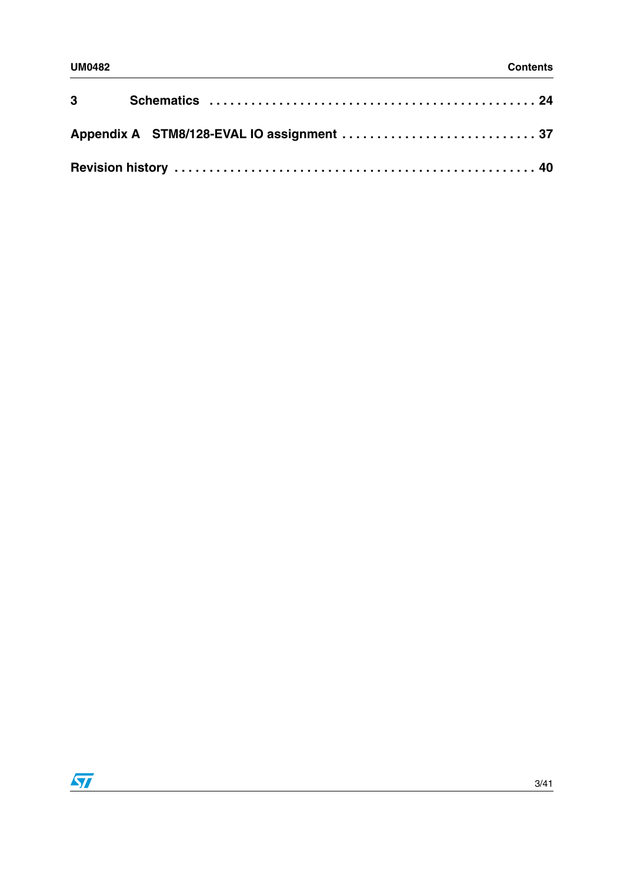3 Schematics . . . . . . . . . . . . . . . . . . . . . . . . . . . . . . . . . . . . . . . . . . . . 24

Appendix A STM8/128-EVAL IO assignment . . . . . . . . . . . . . . . . . . . . . . . . . . . . 37

Revision history . . . . . . . . . . . . . . . . . . . . . . . . . . . . . . . . . . . . . . . . . . . . . . . . . . 40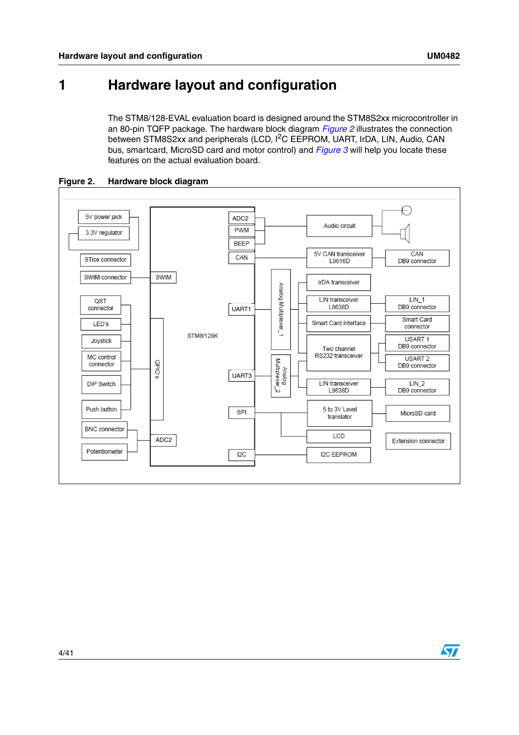# 1 Hardware layout and configuration

The STM8/128-EVAL evaluation board is designed around the STM8S2xx microcontroller in an 80-pin TQFP package. The hardware block diagram *Figure 2* illustrates the connection between STM8S2xx and peripherals (LCD, $I^2C$ EEPROM, UART, IrDA, LIN, Audio, CAN bus, smartcard, MicroSD card and motor control) and *Figure 3* will help you locate these features on the actual evaluation board.

**Figure 2. Hardware block diagram**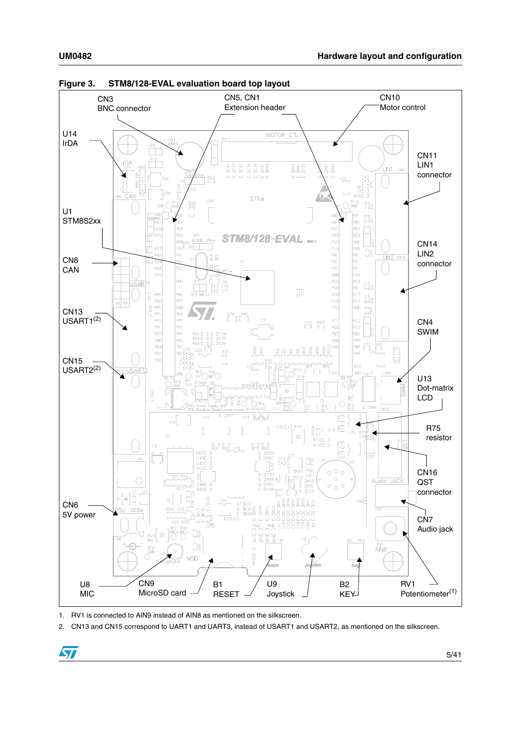**Figure 3. STM8/128-EVAL evaluation board top layout**

CN3 BNC connector

CN5, CN1 Extension header

CN10 Motor control

U14 IrDA

CN11 LIN1 connector

U1 STM8S2xx

CN14 LIN2 connector

CN8 CAN

CN13 USART1(2)

CN4 SWIM

CN15 USART2(2)

U13 Dot-matrix LCD

R75 resistor

CN16 QST connector

CN6 5V power

CN7 Audio jack

U8 MIC

CN9 MicroSD card

B1 RESET

U9 Joystick

B2 KEY

RV1 Potentiometer(1)

1. RV1 is connected to AIN9 instead of AIN8 as mentioned on the silkscreen.
2. CN13 and CN15 correspond to UART1 and UART3, instead of USART1 and USART2, as mentioned on the silkscreen.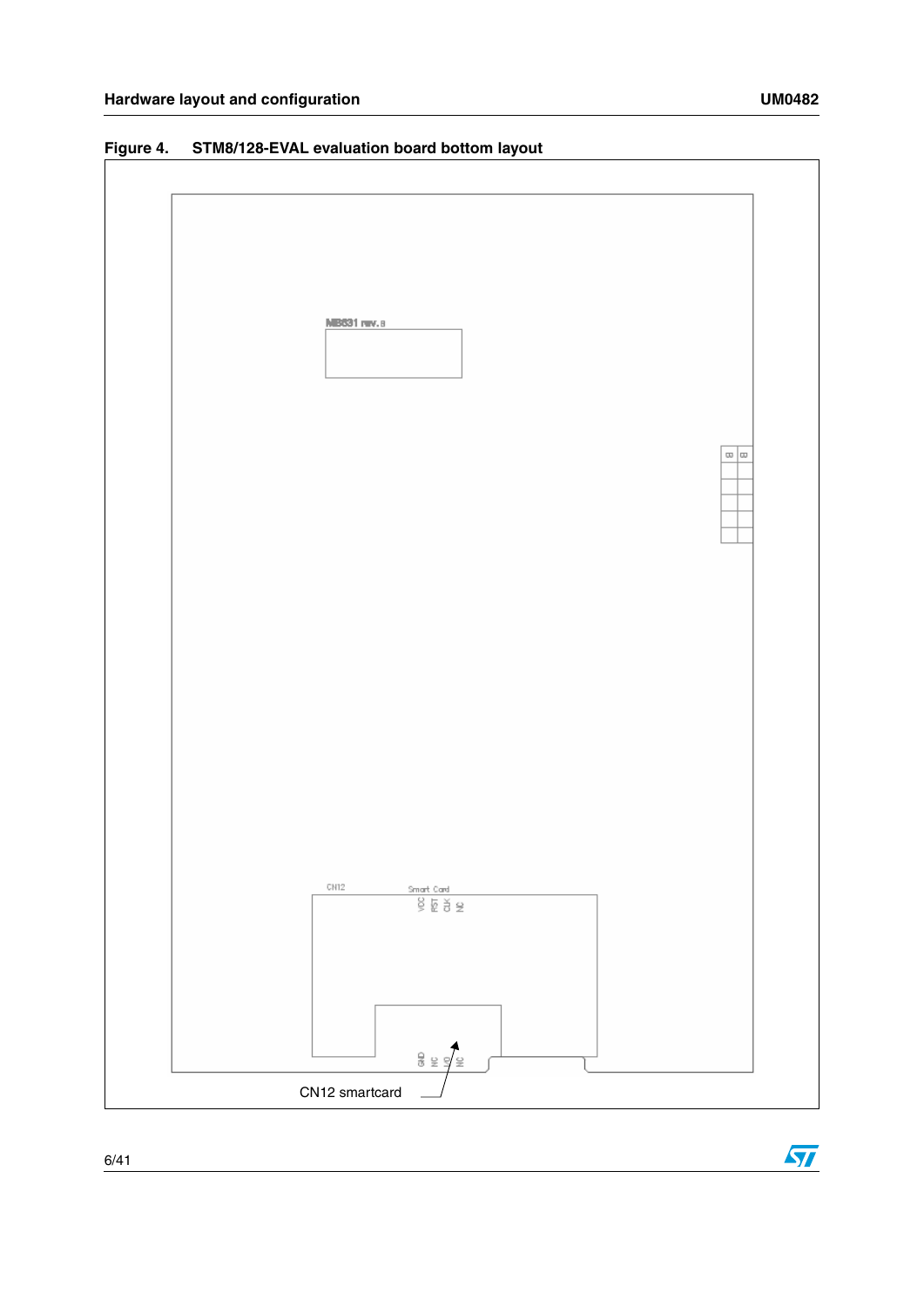Figure 4. STM8/128-EVAL evaluation board bottom layout

MB631 rev.B

CN12 Smart Card

VCC RST CLK NC

GND NC I/O NC

CN12 smartcard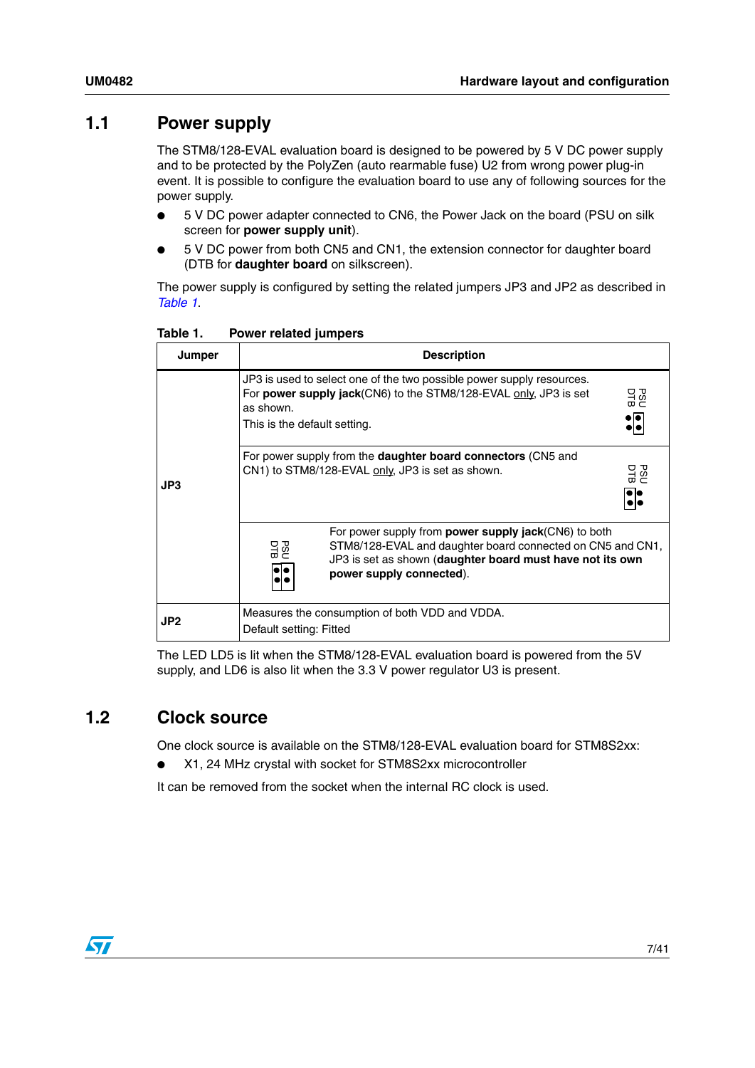## 1.1 Power supply

The STM8/128-EVAL evaluation board is designed to be powered by 5 V DC power supply and to be protected by the PolyZen (auto rearmable fuse) U2 from wrong power plug-in event. It is possible to configure the evaluation board to use any of following sources for the power supply.

- 5 V DC power adapter connected to CN6, the Power Jack on the board (PSU on silk screen for **power supply unit**).
- 5 V DC power from both CN5 and CN1, the extension connector for daughter board (DTB for **daughter board** on silkscreen).

The power supply is configured by setting the related jumpers JP3 and JP2 as described in *Table 1*.

**Table 1. Power related jumpers**

| Jumper | Description |
|---|---|
| JP3 | JP3 is used to select one of the two possible power supply resources.<br>For **power supply jack**(CN6) to the STM8/128-EVAL only, JP3 is set as shown.<br>This is the default setting. [PSU / DTB] |
| | For power supply from the **daughter board connectors** (CN5 and CN1) to STM8/128-EVAL only, JP3 is set as shown. [PSU / DTB] |
| | [PSU / DTB] For power supply from **power supply jack**(CN6) to both STM8/128-EVAL and daughter board connected on CN5 and CN1, JP3 is set as shown (**daughter board must have not its own power supply connected**). |
| JP2 | Measures the consumption of both VDD and VDDA.<br>Default setting: Fitted |

The LED LD5 is lit when the STM8/128-EVAL evaluation board is powered from the 5V supply, and LD6 is also lit when the 3.3 V power regulator U3 is present.

## 1.2 Clock source

One clock source is available on the STM8/128-EVAL evaluation board for STM8S2xx:

- X1, 24 MHz crystal with socket for STM8S2xx microcontroller

It can be removed from the socket when the internal RC clock is used.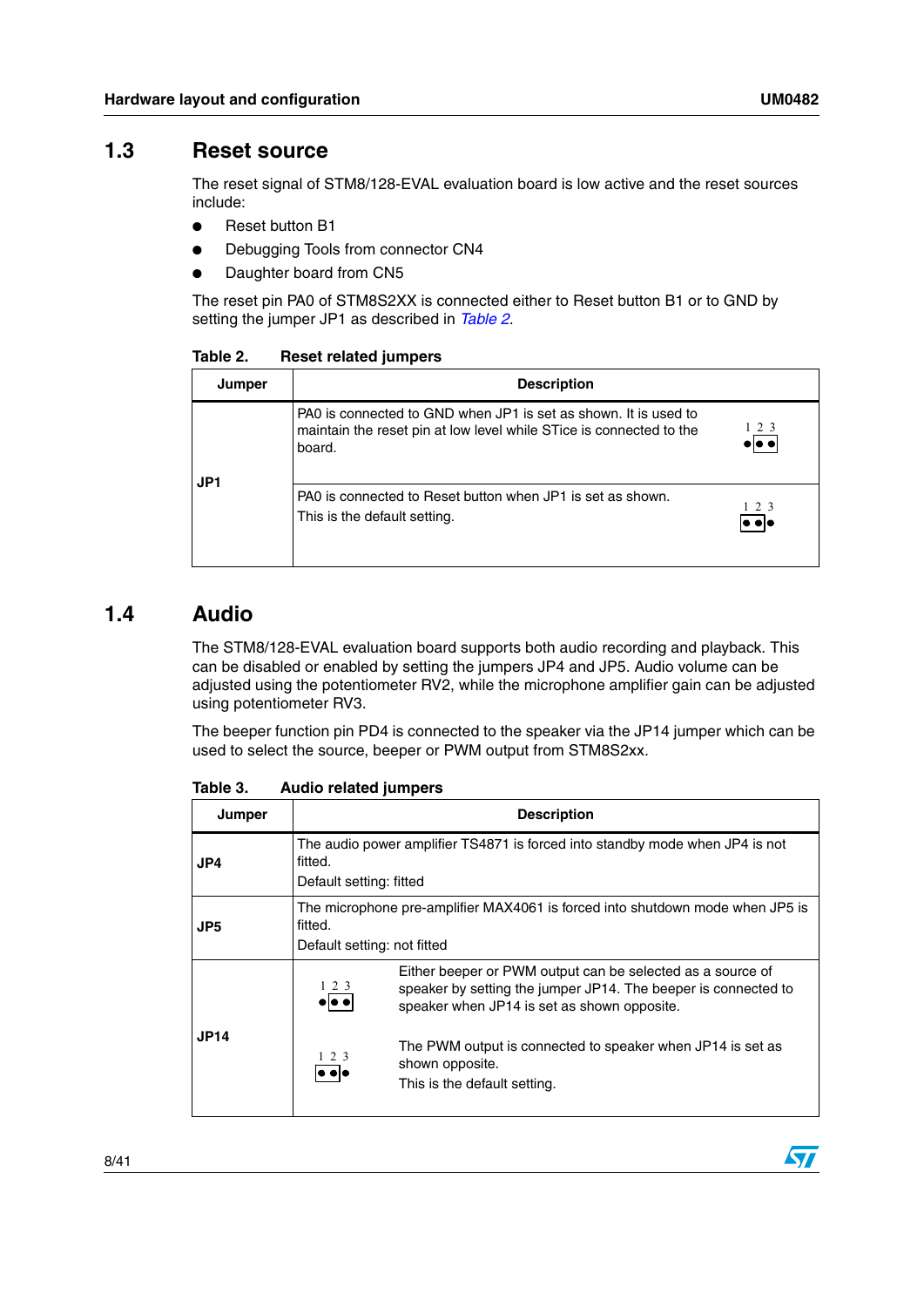## 1.3 Reset source

The reset signal of STM8/128-EVAL evaluation board is low active and the reset sources include:

- Reset button B1
- Debugging Tools from connector CN4
- Daughter board from CN5

The reset pin PA0 of STM8S2XX is connected either to Reset button B1 or to GND by setting the jumper JP1 as described in *Table 2*.

**Table 2. Reset related jumpers**

| Jumper | Description |
|---|---|
| JP1 | PA0 is connected to GND when JP1 is set as shown. It is used to maintain the reset pin at low level while STice is connected to the board. (1 2 3: jumper on 2-3) |
| | PA0 is connected to Reset button when JP1 is set as shown. This is the default setting. (1 2 3: jumper on 1-2) |

## 1.4 Audio

The STM8/128-EVAL evaluation board supports both audio recording and playback. This can be disabled or enabled by setting the jumpers JP4 and JP5. Audio volume can be adjusted using the potentiometer RV2, while the microphone amplifier gain can be adjusted using potentiometer RV3.

The beeper function pin PD4 is connected to the speaker via the JP14 jumper which can be used to select the source, beeper or PWM output from STM8S2xx.

**Table 3. Audio related jumpers**

| Jumper | Description |
|---|---|
| JP4 | The audio power amplifier TS4871 is forced into standby mode when JP4 is not fitted.<br>Default setting: fitted |
| JP5 | The microphone pre-amplifier MAX4061 is forced into shutdown mode when JP5 is fitted.<br>Default setting: not fitted |
| JP14 | (1 2 3: jumper on 2-3) Either beeper or PWM output can be selected as a source of speaker by setting the jumper JP14. The beeper is connected to speaker when JP14 is set as shown opposite.<br>(1 2 3: jumper on 1-2) The PWM output is connected to speaker when JP14 is set as shown opposite.<br>This is the default setting. |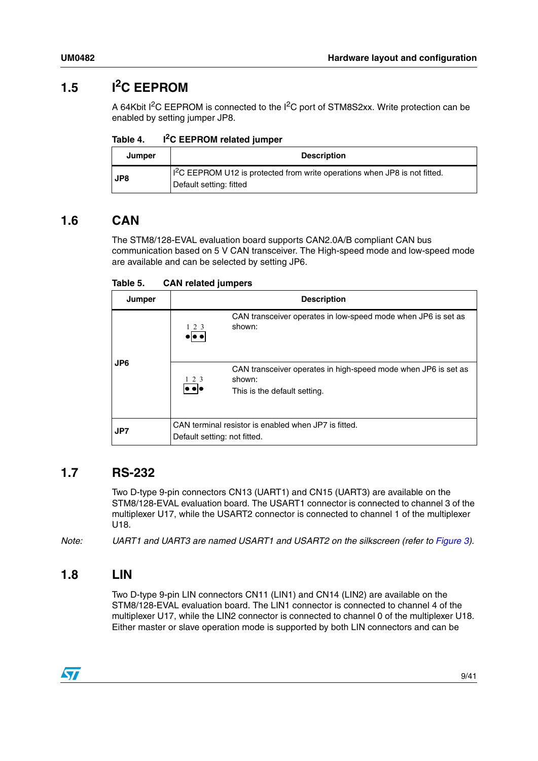## 1.5 I²C EEPROM

A 64Kbit I²C EEPROM is connected to the I²C port of STM8S2xx. Write protection can be enabled by setting jumper JP8.

**Table 4. I²C EEPROM related jumper**

| Jumper | Description |
|---|---|
| JP8 | I²C EEPROM U12 is protected from write operations when JP8 is not fitted.<br>Default setting: fitted |

## 1.6 CAN

The STM8/128-EVAL evaluation board supports CAN2.0A/B compliant CAN bus communication based on 5 V CAN transceiver. The High-speed mode and low-speed mode are available and can be selected by setting JP6.

**Table 5. CAN related jumpers**

| Jumper | Description | |
|---|---|---|
| JP6 | 1 2 3 (jumper on pins 2-3) | CAN transceiver operates in low-speed mode when JP6 is set as shown: |
| | 1 2 3 (jumper on pins 1-2) | CAN transceiver operates in high-speed mode when JP6 is set as shown:<br>This is the default setting. |
| JP7 | CAN terminal resistor is enabled when JP7 is fitted.<br>Default setting: not fitted. | |

## 1.7 RS-232

Two D-type 9-pin connectors CN13 (UART1) and CN15 (UART3) are available on the STM8/128-EVAL evaluation board. The USART1 connector is connected to channel 3 of the multiplexer U17, while the USART2 connector is connected to channel 1 of the multiplexer U18.

*Note: UART1 and UART3 are named USART1 and USART2 on the silkscreen (refer to Figure 3).*

## 1.8 LIN

Two D-type 9-pin LIN connectors CN11 (LIN1) and CN14 (LIN2) are available on the STM8/128-EVAL evaluation board. The LIN1 connector is connected to channel 4 of the multiplexer U17, while the LIN2 connector is connected to channel 0 of the multiplexer U18. Either master or slave operation mode is supported by both LIN connectors and can be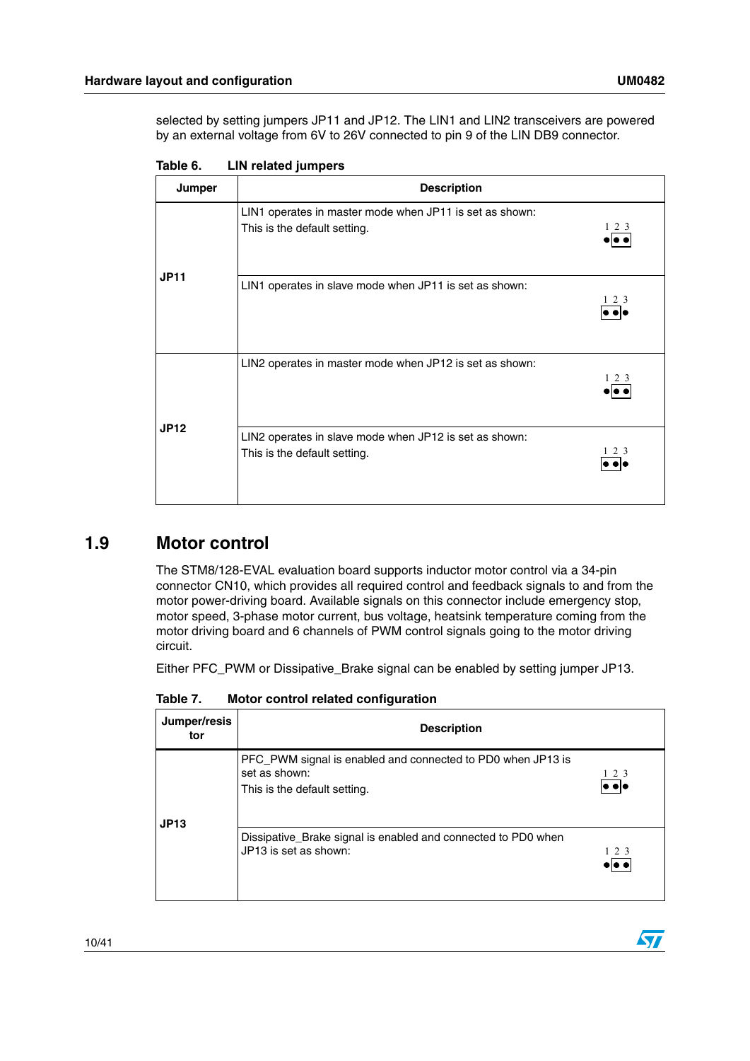selected by setting jumpers JP11 and JP12. The LIN1 and LIN2 transceivers are powered by an external voltage from 6V to 26V connected to pin 9 of the LIN DB9 connector.

**Table 6. LIN related jumpers**

| Jumper | Description | |
|---|---|---|
| JP11 | LIN1 operates in master mode when JP11 is set as shown:<br>This is the default setting. | 1 2 3 (jumper on pins 2-3) |
| | LIN1 operates in slave mode when JP11 is set as shown: | 1 2 3 (jumper on pins 1-2) |
| JP12 | LIN2 operates in master mode when JP12 is set as shown: | 1 2 3 (jumper on pins 2-3) |
| | LIN2 operates in slave mode when JP12 is set as shown:<br>This is the default setting. | 1 2 3 (jumper on pins 1-2) |

## 1.9 Motor control

The STM8/128-EVAL evaluation board supports inductor motor control via a 34-pin connector CN10, which provides all required control and feedback signals to and from the motor power-driving board. Available signals on this connector include emergency stop, motor speed, 3-phase motor current, bus voltage, heatsink temperature coming from the motor driving board and 6 channels of PWM control signals going to the motor driving circuit.

Either PFC_PWM or Dissipative_Brake signal can be enabled by setting jumper JP13.

**Table 7. Motor control related configuration**

| Jumper/resistor | Description | |
|---|---|---|
| JP13 | PFC_PWM signal is enabled and connected to PD0 when JP13 is set as shown:<br>This is the default setting. | 1 2 3 (jumper on pins 1-2) |
| | Dissipative_Brake signal is enabled and connected to PD0 when JP13 is set as shown: | 1 2 3 (jumper on pins 2-3) |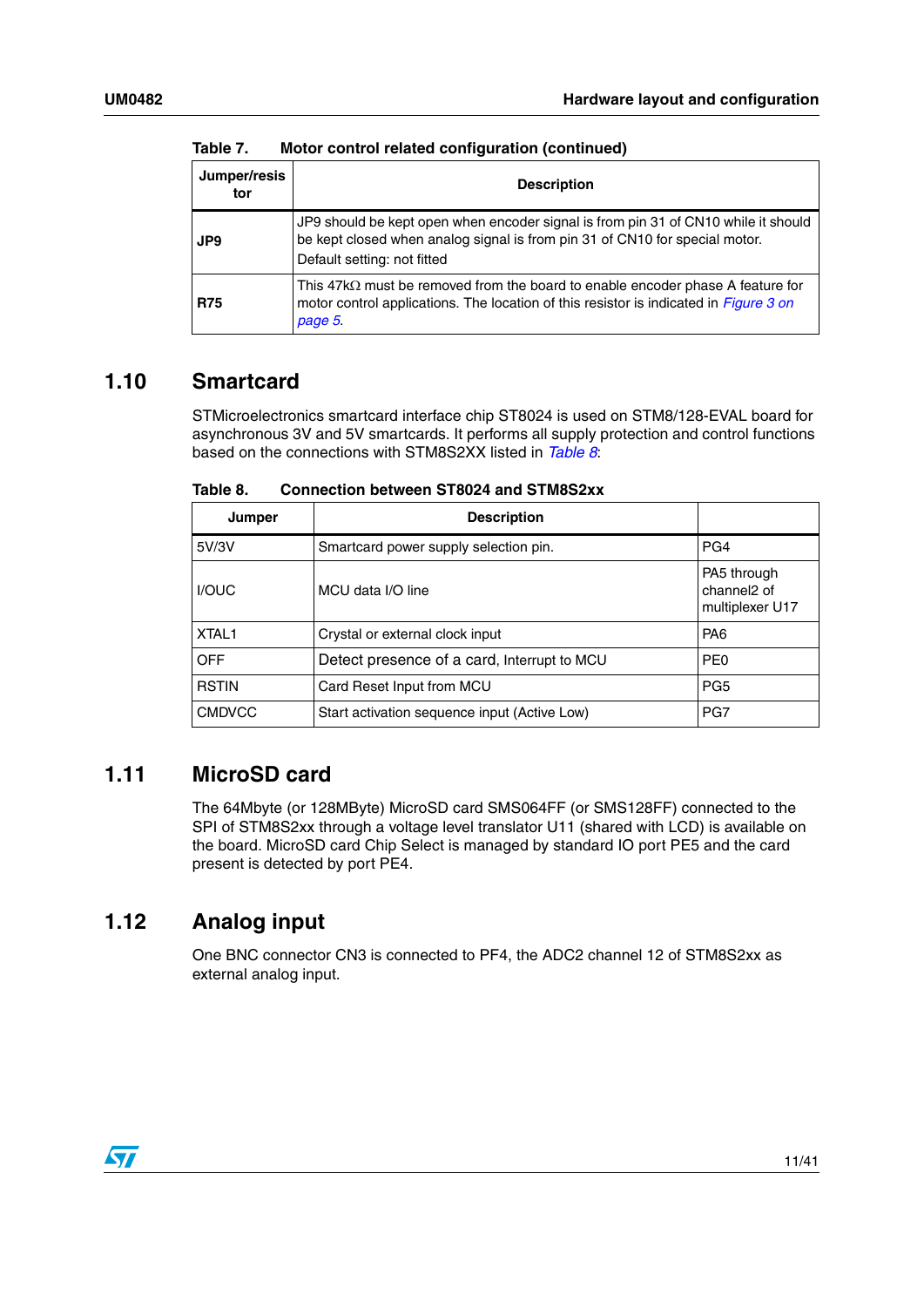Table 7. Motor control related configuration (continued)

| Jumper/resistor | Description |
|---|---|
| **JP9** | JP9 should be kept open when encoder signal is from pin 31 of CN10 while it should be kept closed when analog signal is from pin 31 of CN10 for special motor. Default setting: not fitted |
| **R75** | This 47kΩ must be removed from the board to enable encoder phase A feature for motor control applications. The location of this resistor is indicated in *Figure 3 on page 5*. |

## 1.10 Smartcard

STMicroelectronics smartcard interface chip ST8024 is used on STM8/128-EVAL board for asynchronous 3V and 5V smartcards. It performs all supply protection and control functions based on the connections with STM8S2XX listed in *Table 8*:

Table 8. Connection between ST8024 and STM8S2xx

| Jumper | Description | |
|---|---|---|
| 5V/3V | Smartcard power supply selection pin. | PG4 |
| I/OUC | MCU data I/O line | PA5 through channel2 of multiplexer U17 |
| XTAL1 | Crystal or external clock input | PA6 |
| OFF | Detect presence of a card, Interrupt to MCU | PE0 |
| RSTIN | Card Reset Input from MCU | PG5 |
| CMDVCC | Start activation sequence input (Active Low) | PG7 |

## 1.11 MicroSD card

The 64Mbyte (or 128MByte) MicroSD card SMS064FF (or SMS128FF) connected to the SPI of STM8S2xx through a voltage level translator U11 (shared with LCD) is available on the board. MicroSD card Chip Select is managed by standard IO port PE5 and the card present is detected by port PE4.

## 1.12 Analog input

One BNC connector CN3 is connected to PF4, the ADC2 channel 12 of STM8S2xx as external analog input.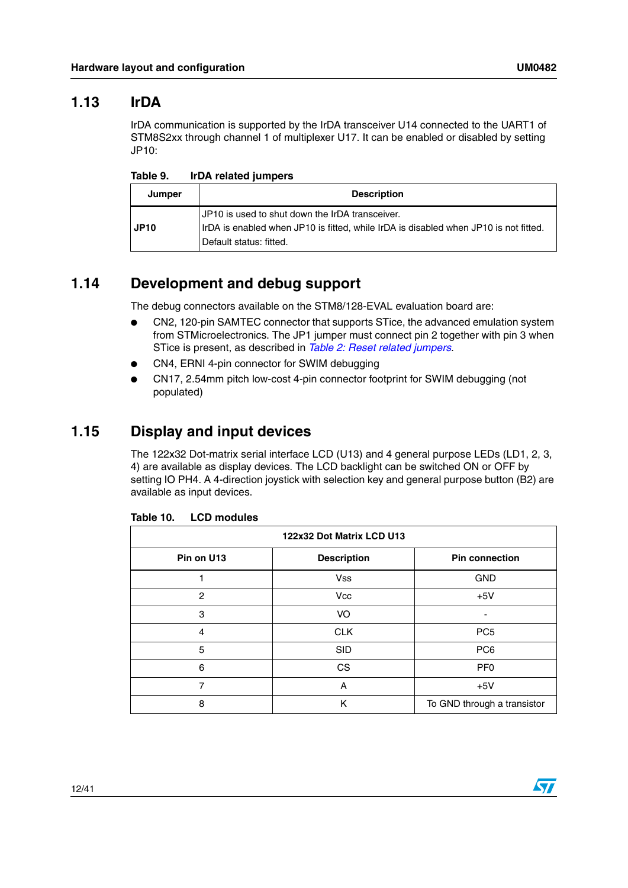## 1.13 IrDA

IrDA communication is supported by the IrDA transceiver U14 connected to the UART1 of STM8S2xx through channel 1 of multiplexer U17. It can be enabled or disabled by setting JP10:

**Table 9. IrDA related jumpers**

| Jumper | Description |
|---|---|
| **JP10** | JP10 is used to shut down the IrDA transceiver.<br>IrDA is enabled when JP10 is fitted, while IrDA is disabled when JP10 is not fitted.<br>Default status: fitted. |

## 1.14 Development and debug support

The debug connectors available on the STM8/128-EVAL evaluation board are:

- CN2, 120-pin SAMTEC connector that supports STice, the advanced emulation system from STMicroelectronics. The JP1 jumper must connect pin 2 together with pin 3 when STice is present, as described in *Table 2: Reset related jumpers*.
- CN4, ERNI 4-pin connector for SWIM debugging
- CN17, 2.54mm pitch low-cost 4-pin connector footprint for SWIM debugging (not populated)

## 1.15 Display and input devices

The 122x32 Dot-matrix serial interface LCD (U13) and 4 general purpose LEDs (LD1, 2, 3, 4) are available as display devices. The LCD backlight can be switched ON or OFF by setting IO PH4. A 4-direction joystick with selection key and general purpose button (B2) are available as input devices.

**Table 10. LCD modules**

| 122x32 Dot Matrix LCD U13 | | |
|---|---|---|
| **Pin on U13** | **Description** | **Pin connection** |
| 1 | Vss | GND |
| 2 | Vcc | +5V |
| 3 | VO | - |
| 4 | CLK | PC5 |
| 5 | SID | PC6 |
| 6 | CS | PF0 |
| 7 | A | +5V |
| 8 | K | To GND through a transistor |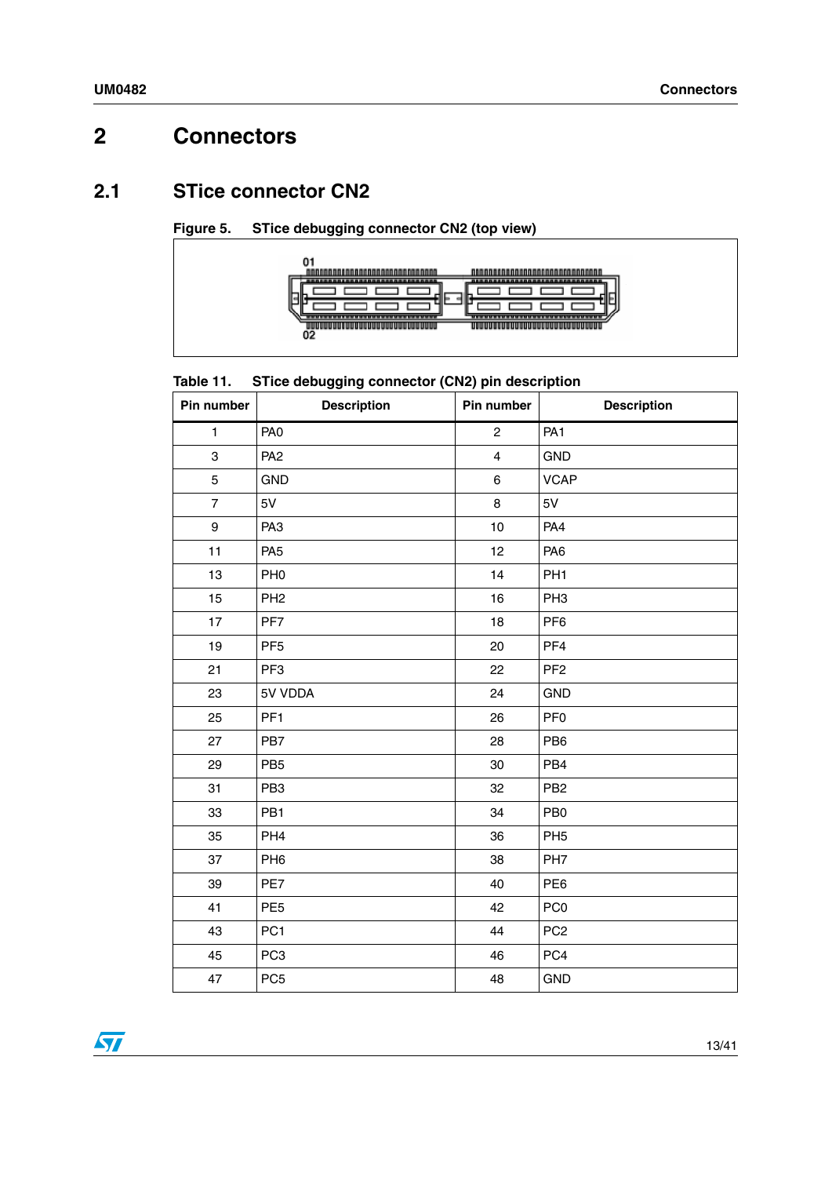# 2 Connectors

## 2.1 STice connector CN2

Figure 5. STice debugging connector CN2 (top view)

Table 11. STice debugging connector (CN2) pin description

| Pin number | Description | Pin number | Description |
|---|---|---|---|
| 1 | PA0 | 2 | PA1 |
| 3 | PA2 | 4 | GND |
| 5 | GND | 6 | VCAP |
| 7 | 5V | 8 | 5V |
| 9 | PA3 | 10 | PA4 |
| 11 | PA5 | 12 | PA6 |
| 13 | PH0 | 14 | PH1 |
| 15 | PH2 | 16 | PH3 |
| 17 | PF7 | 18 | PF6 |
| 19 | PF5 | 20 | PF4 |
| 21 | PF3 | 22 | PF2 |
| 23 | 5V VDDA | 24 | GND |
| 25 | PF1 | 26 | PF0 |
| 27 | PB7 | 28 | PB6 |
| 29 | PB5 | 30 | PB4 |
| 31 | PB3 | 32 | PB2 |
| 33 | PB1 | 34 | PB0 |
| 35 | PH4 | 36 | PH5 |
| 37 | PH6 | 38 | PH7 |
| 39 | PE7 | 40 | PE6 |
| 41 | PE5 | 42 | PC0 |
| 43 | PC1 | 44 | PC2 |
| 45 | PC3 | 46 | PC4 |
| 47 | PC5 | 48 | GND |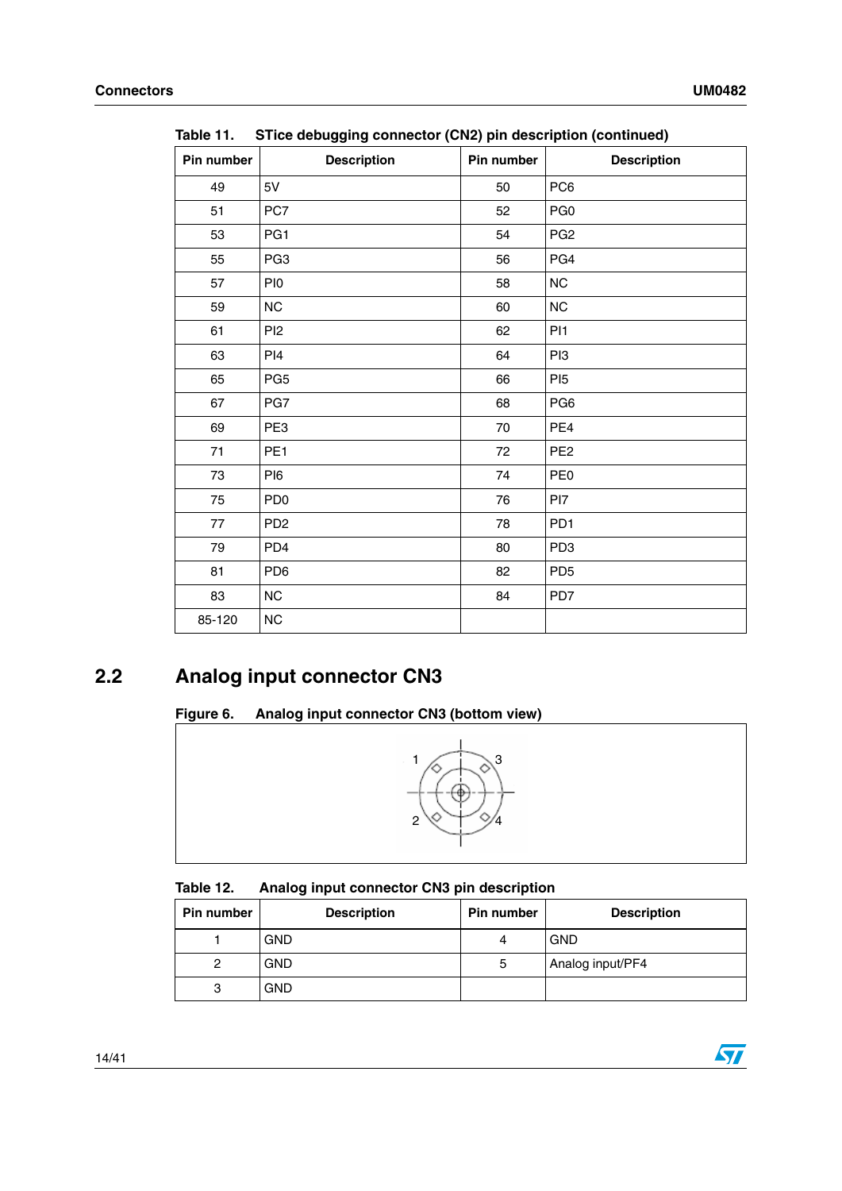Table 11. STice debugging connector (CN2) pin description (continued)

| Pin number | Description | Pin number | Description |
|---|---|---|---|
| 49 | 5V | 50 | PC6 |
| 51 | PC7 | 52 | PG0 |
| 53 | PG1 | 54 | PG2 |
| 55 | PG3 | 56 | PG4 |
| 57 | PI0 | 58 | NC |
| 59 | NC | 60 | NC |
| 61 | PI2 | 62 | PI1 |
| 63 | PI4 | 64 | PI3 |
| 65 | PG5 | 66 | PI5 |
| 67 | PG7 | 68 | PG6 |
| 69 | PE3 | 70 | PE4 |
| 71 | PE1 | 72 | PE2 |
| 73 | PI6 | 74 | PE0 |
| 75 | PD0 | 76 | PI7 |
| 77 | PD2 | 78 | PD1 |
| 79 | PD4 | 80 | PD3 |
| 81 | PD6 | 82 | PD5 |
| 83 | NC | 84 | PD7 |
| 85-120 | NC | | |

## 2.2 Analog input connector CN3

Figure 6. Analog input connector CN3 (bottom view)

Table 12. Analog input connector CN3 pin description

| Pin number | Description | Pin number | Description |
|---|---|---|---|
| 1 | GND | 4 | GND |
| 2 | GND | 5 | Analog input/PF4 |
| 3 | GND | | |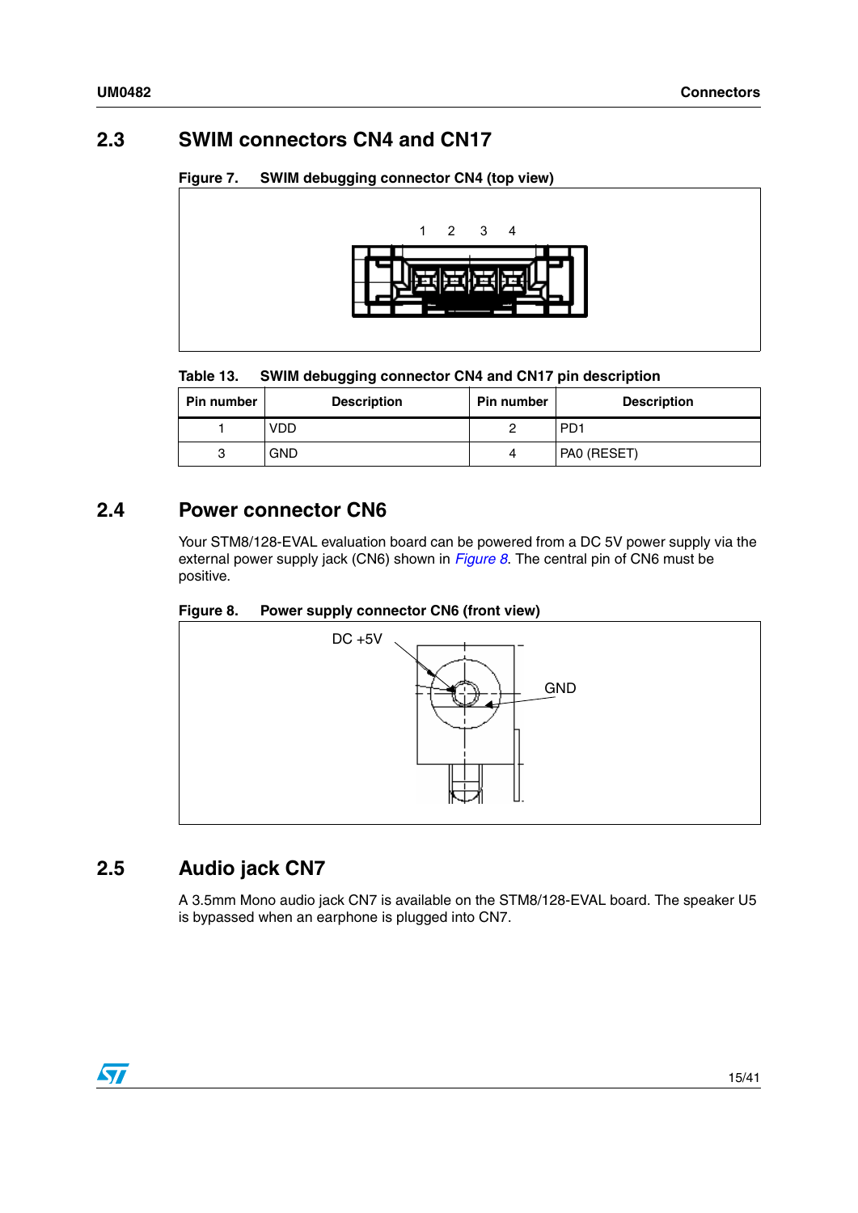## 2.3 SWIM connectors CN4 and CN17

Figure 7. SWIM debugging connector CN4 (top view)

Table 13. SWIM debugging connector CN4 and CN17 pin description

| Pin number | Description | Pin number | Description |
|---|---|---|---|
| 1 | VDD | 2 | PD1 |
| 3 | GND | 4 | PA0 (RESET) |

## 2.4 Power connector CN6

Your STM8/128-EVAL evaluation board can be powered from a DC 5V power supply via the external power supply jack (CN6) shown in *Figure 8*. The central pin of CN6 must be positive.

Figure 8. Power supply connector CN6 (front view)

## 2.5 Audio jack CN7

A 3.5mm Mono audio jack CN7 is available on the STM8/128-EVAL board. The speaker U5 is bypassed when an earphone is plugged into CN7.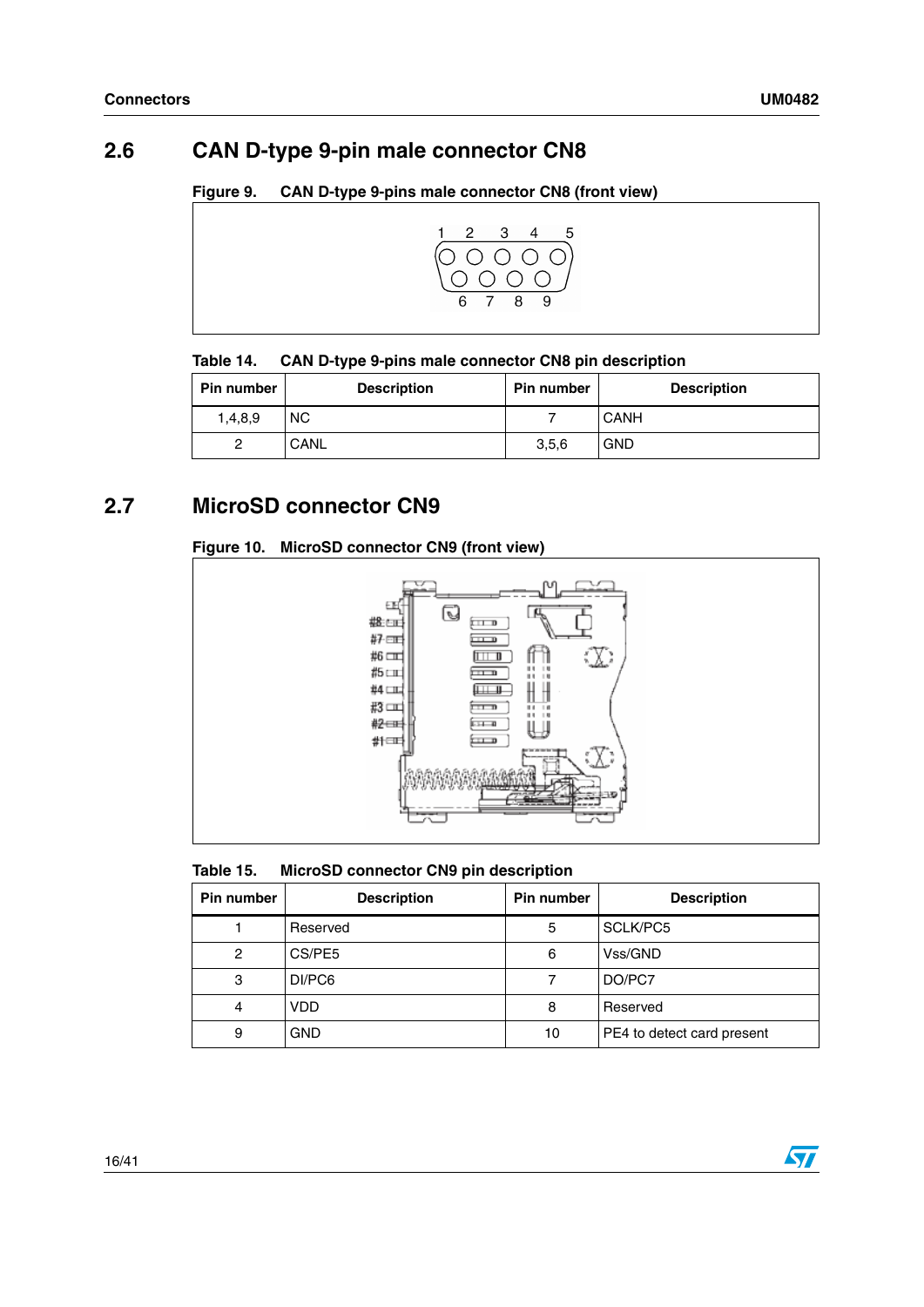## 2.6 CAN D-type 9-pin male connector CN8

Figure 9. CAN D-type 9-pins male connector CN8 (front view)

Table 14. CAN D-type 9-pins male connector CN8 pin description

| Pin number | Description | Pin number | Description |
|---|---|---|---|
| 1,4,8,9 | NC | 7 | CANH |
| 2 | CANL | 3,5,6 | GND |

## 2.7 MicroSD connector CN9

Figure 10. MicroSD connector CN9 (front view)

Table 15. MicroSD connector CN9 pin description

| Pin number | Description | Pin number | Description |
|---|---|---|---|
| 1 | Reserved | 5 | SCLK/PC5 |
| 2 | CS/PE5 | 6 | Vss/GND |
| 3 | DI/PC6 | 7 | DO/PC7 |
| 4 | VDD | 8 | Reserved |
| 9 | GND | 10 | PE4 to detect card present |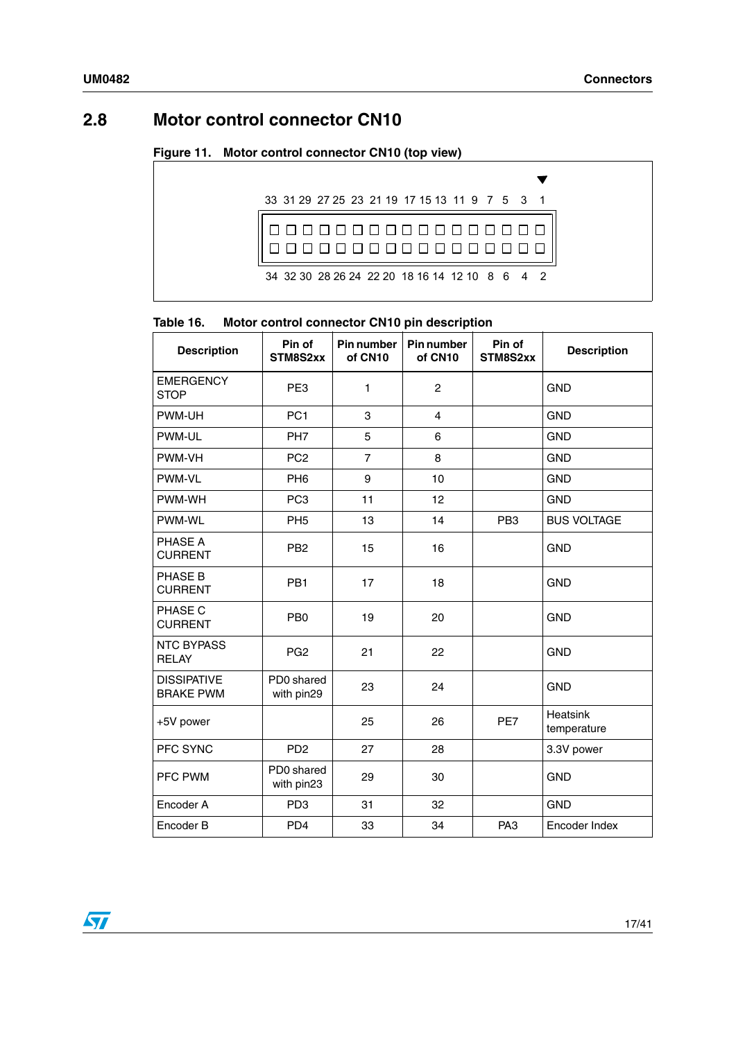## 2.8 Motor control connector CN10

**Figure 11. Motor control connector CN10 (top view)**

33 31 29 27 25 23 21 19 17 15 13 11 9 7 5 3 1

34 32 30 28 26 24 22 20 18 16 14 12 10 8 6 4 2

**Table 16. Motor control connector CN10 pin description**

| Description | Pin of STM8S2xx | Pin number of CN10 | Pin number of CN10 | Pin of STM8S2xx | Description |
|---|---|---|---|---|---|
| EMERGENCY STOP | PE3 | 1 | 2 | | GND |
| PWM-UH | PC1 | 3 | 4 | | GND |
| PWM-UL | PH7 | 5 | 6 | | GND |
| PWM-VH | PC2 | 7 | 8 | | GND |
| PWM-VL | PH6 | 9 | 10 | | GND |
| PWM-WH | PC3 | 11 | 12 | | GND |
| PWM-WL | PH5 | 13 | 14 | PB3 | BUS VOLTAGE |
| PHASE A CURRENT | PB2 | 15 | 16 | | GND |
| PHASE B CURRENT | PB1 | 17 | 18 | | GND |
| PHASE C CURRENT | PB0 | 19 | 20 | | GND |
| NTC BYPASS RELAY | PG2 | 21 | 22 | | GND |
| DISSIPATIVE BRAKE PWM | PD0 shared with pin29 | 23 | 24 | | GND |
| +5V power | | 25 | 26 | PE7 | Heatsink temperature |
| PFC SYNC | PD2 | 27 | 28 | | 3.3V power |
| PFC PWM | PD0 shared with pin23 | 29 | 30 | | GND |
| Encoder A | PD3 | 31 | 32 | | GND |
| Encoder B | PD4 | 33 | 34 | PA3 | Encoder Index |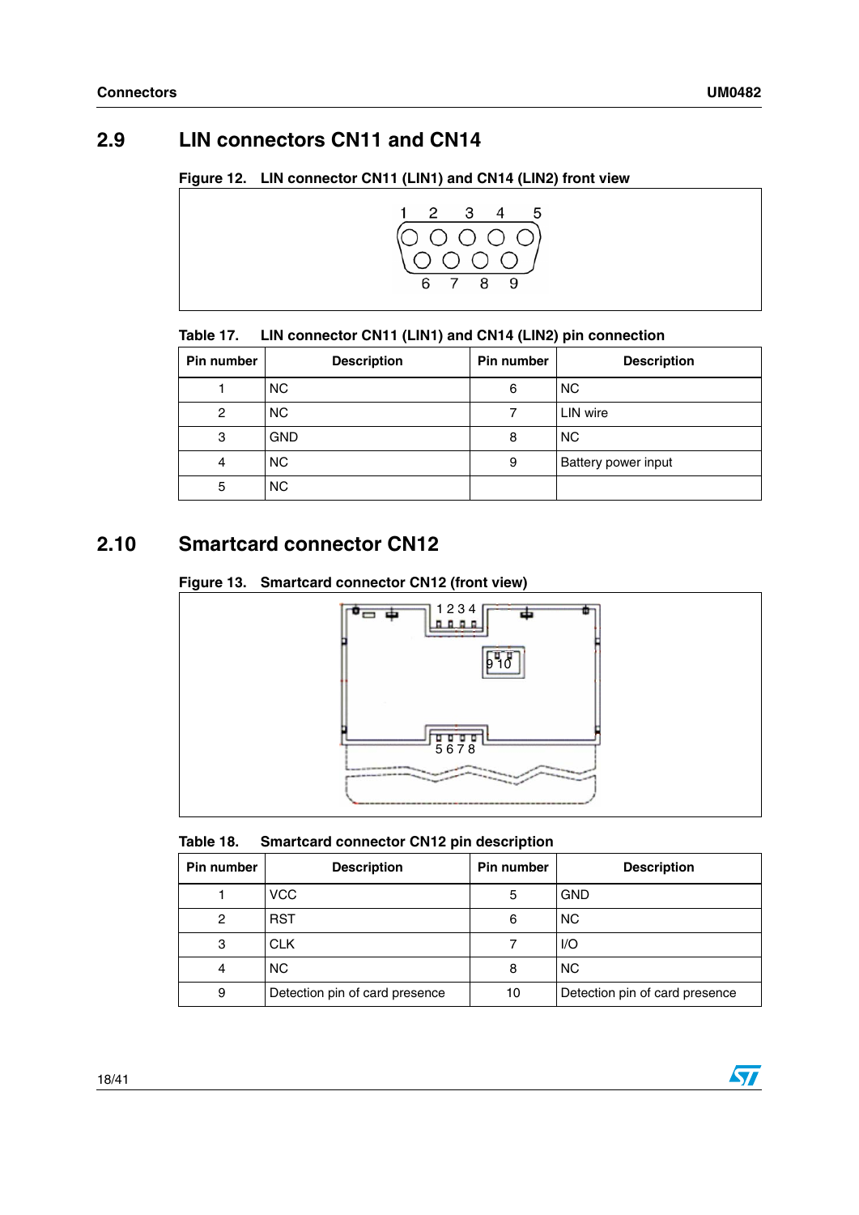## 2.9 LIN connectors CN11 and CN14

**Figure 12. LIN connector CN11 (LIN1) and CN14 (LIN2) front view**

**Table 17. LIN connector CN11 (LIN1) and CN14 (LIN2) pin connection**

| Pin number | Description | Pin number | Description |
|---|---|---|---|
| 1 | NC | 6 | NC |
| 2 | NC | 7 | LIN wire |
| 3 | GND | 8 | NC |
| 4 | NC | 9 | Battery power input |
| 5 | NC | | |

## 2.10 Smartcard connector CN12

**Figure 13. Smartcard connector CN12 (front view)**

**Table 18. Smartcard connector CN12 pin description**

| Pin number | Description | Pin number | Description |
|---|---|---|---|
| 1 | VCC | 5 | GND |
| 2 | RST | 6 | NC |
| 3 | CLK | 7 | I/O |
| 4 | NC | 8 | NC |
| 9 | Detection pin of card presence | 10 | Detection pin of card presence |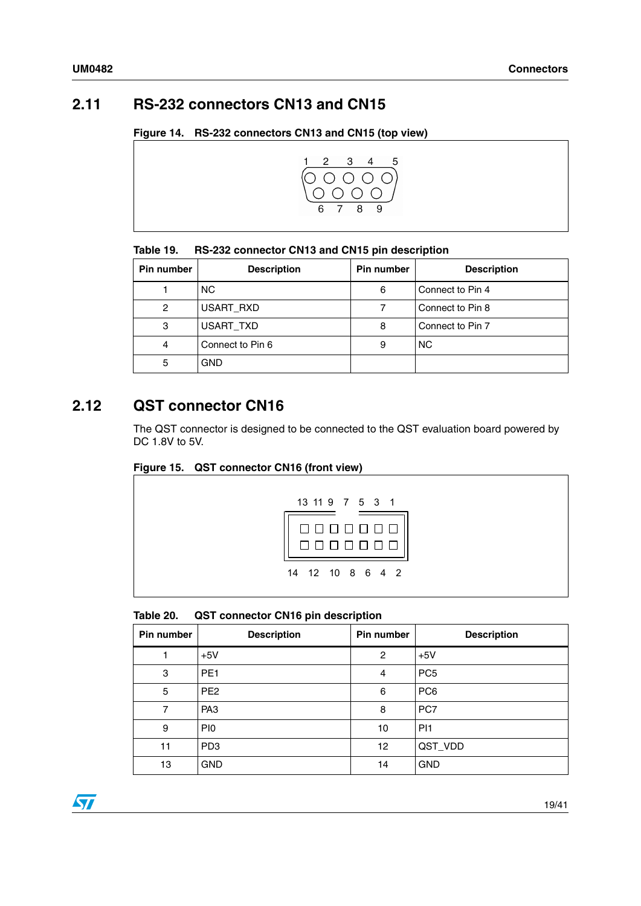## 2.11 RS-232 connectors CN13 and CN15

Figure 14. RS-232 connectors CN13 and CN15 (top view)

Table 19. RS-232 connector CN13 and CN15 pin description

| Pin number | Description | Pin number | Description |
|---|---|---|---|
| 1 | NC | 6 | Connect to Pin 4 |
| 2 | USART_RXD | 7 | Connect to Pin 8 |
| 3 | USART_TXD | 8 | Connect to Pin 7 |
| 4 | Connect to Pin 6 | 9 | NC |
| 5 | GND | | |

## 2.12 QST connector CN16

The QST connector is designed to be connected to the QST evaluation board powered by DC 1.8V to 5V.

Figure 15. QST connector CN16 (front view)

Table 20. QST connector CN16 pin description

| Pin number | Description | Pin number | Description |
|---|---|---|---|
| 1 | +5V | 2 | +5V |
| 3 | PE1 | 4 | PC5 |
| 5 | PE2 | 6 | PC6 |
| 7 | PA3 | 8 | PC7 |
| 9 | PI0 | 10 | PI1 |
| 11 | PD3 | 12 | QST_VDD |
| 13 | GND | 14 | GND |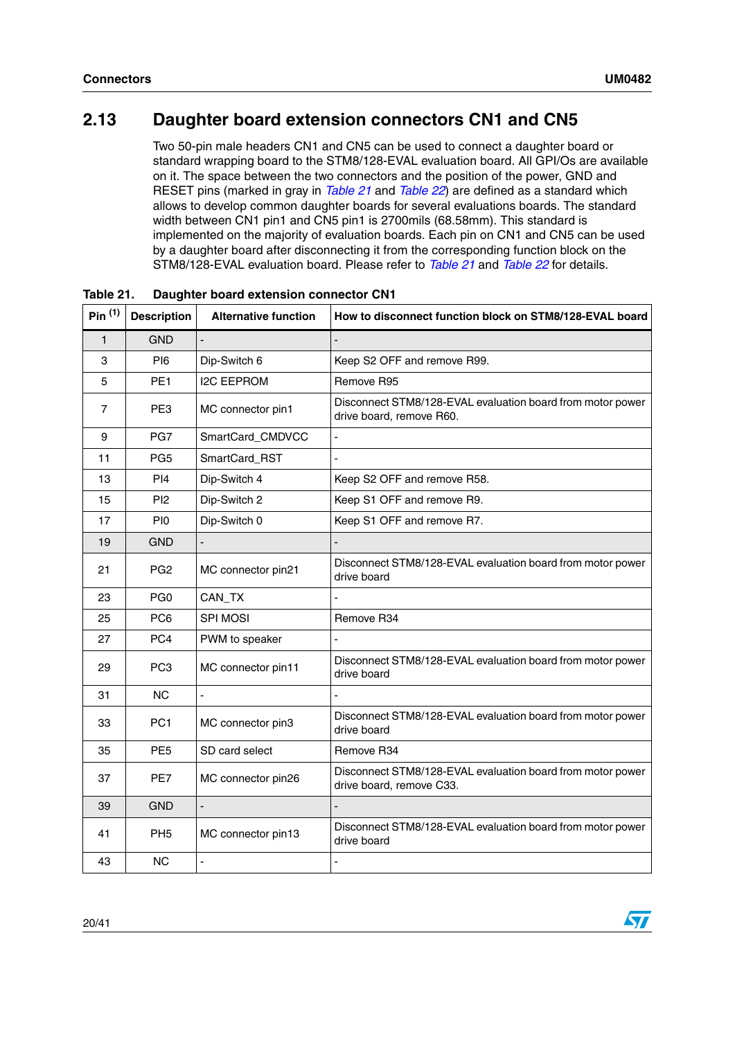## 2.13 Daughter board extension connectors CN1 and CN5

Two 50-pin male headers CN1 and CN5 can be used to connect a daughter board or standard wrapping board to the STM8/128-EVAL evaluation board. All GPI/Os are available on it. The space between the two connectors and the position of the power, GND and RESET pins (marked in gray in *Table 21* and *Table 22*) are defined as a standard which allows to develop common daughter boards for several evaluations boards. The standard width between CN1 pin1 and CN5 pin1 is 2700mils (68.58mm). This standard is implemented on the majority of evaluation boards. Each pin on CN1 and CN5 can be used by a daughter board after disconnecting it from the corresponding function block on the STM8/128-EVAL evaluation board. Please refer to *Table 21* and *Table 22* for details.

**Table 21. Daughter board extension connector CN1**

| Pin [(1)] | Description | Alternative function | How to disconnect function block on STM8/128-EVAL board |
|---|---|---|---|
| 1 | GND | - | - |
| 3 | PI6 | Dip-Switch 6 | Keep S2 OFF and remove R99. |
| 5 | PE1 | I2C EEPROM | Remove R95 |
| 7 | PE3 | MC connector pin1 | Disconnect STM8/128-EVAL evaluation board from motor power drive board, remove R60. |
| 9 | PG7 | SmartCard_CMDVCC | - |
| 11 | PG5 | SmartCard_RST | - |
| 13 | PI4 | Dip-Switch 4 | Keep S2 OFF and remove R58. |
| 15 | PI2 | Dip-Switch 2 | Keep S1 OFF and remove R9. |
| 17 | PI0 | Dip-Switch 0 | Keep S1 OFF and remove R7. |
| 19 | GND | - | - |
| 21 | PG2 | MC connector pin21 | Disconnect STM8/128-EVAL evaluation board from motor power drive board |
| 23 | PG0 | CAN_TX | - |
| 25 | PC6 | SPI MOSI | Remove R34 |
| 27 | PC4 | PWM to speaker | - |
| 29 | PC3 | MC connector pin11 | Disconnect STM8/128-EVAL evaluation board from motor power drive board |
| 31 | NC | - | - |
| 33 | PC1 | MC connector pin3 | Disconnect STM8/128-EVAL evaluation board from motor power drive board |
| 35 | PE5 | SD card select | Remove R34 |
| 37 | PE7 | MC connector pin26 | Disconnect STM8/128-EVAL evaluation board from motor power drive board, remove C33. |
| 39 | GND | - | - |
| 41 | PH5 | MC connector pin13 | Disconnect STM8/128-EVAL evaluation board from motor power drive board |
| 43 | NC | - | - |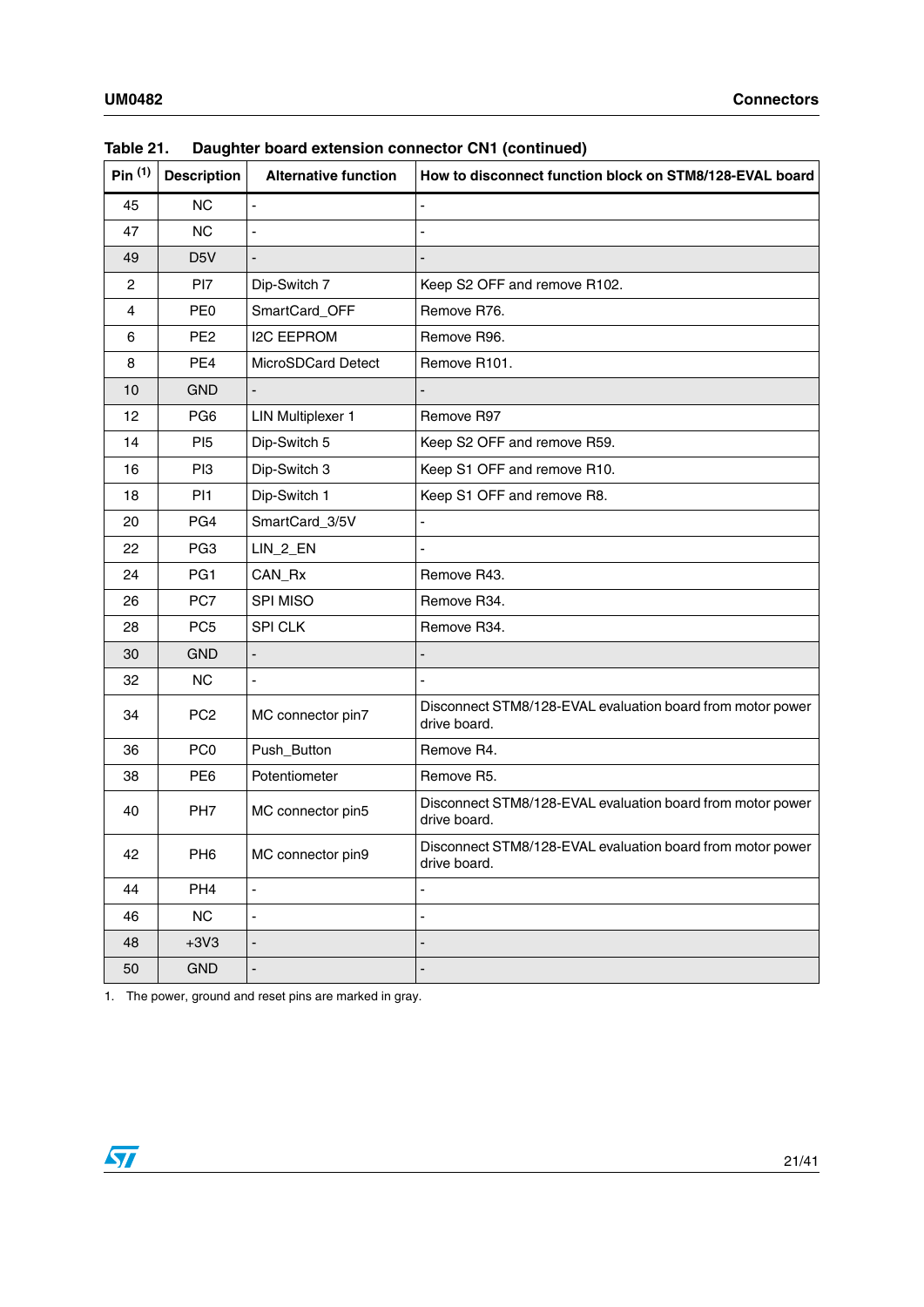**Table 21. Daughter board extension connector CN1 (continued)**

| Pin [(1)] | Description | Alternative function | How to disconnect function block on STM8/128-EVAL board |
|---|---|---|---|
| 45 | NC | - | - |
| 47 | NC | - | - |
| 49 | D5V | - | - |
| 2 | PI7 | Dip-Switch 7 | Keep S2 OFF and remove R102. |
| 4 | PE0 | SmartCard_OFF | Remove R76. |
| 6 | PE2 | I2C EEPROM | Remove R96. |
| 8 | PE4 | MicroSDCard Detect | Remove R101. |
| 10 | GND | - | - |
| 12 | PG6 | LIN Multiplexer 1 | Remove R97 |
| 14 | PI5 | Dip-Switch 5 | Keep S2 OFF and remove R59. |
| 16 | PI3 | Dip-Switch 3 | Keep S1 OFF and remove R10. |
| 18 | PI1 | Dip-Switch 1 | Keep S1 OFF and remove R8. |
| 20 | PG4 | SmartCard_3/5V | - |
| 22 | PG3 | LIN_2_EN | - |
| 24 | PG1 | CAN_Rx | Remove R43. |
| 26 | PC7 | SPI MISO | Remove R34. |
| 28 | PC5 | SPI CLK | Remove R34. |
| 30 | GND | - | - |
| 32 | NC | - | - |
| 34 | PC2 | MC connector pin7 | Disconnect STM8/128-EVAL evaluation board from motor power drive board. |
| 36 | PC0 | Push_Button | Remove R4. |
| 38 | PE6 | Potentiometer | Remove R5. |
| 40 | PH7 | MC connector pin5 | Disconnect STM8/128-EVAL evaluation board from motor power drive board. |
| 42 | PH6 | MC connector pin9 | Disconnect STM8/128-EVAL evaluation board from motor power drive board. |
| 44 | PH4 | - | - |
| 46 | NC | - | - |
| 48 | +3V3 | - | - |
| 50 | GND | - | - |

1. The power, ground and reset pins are marked in gray.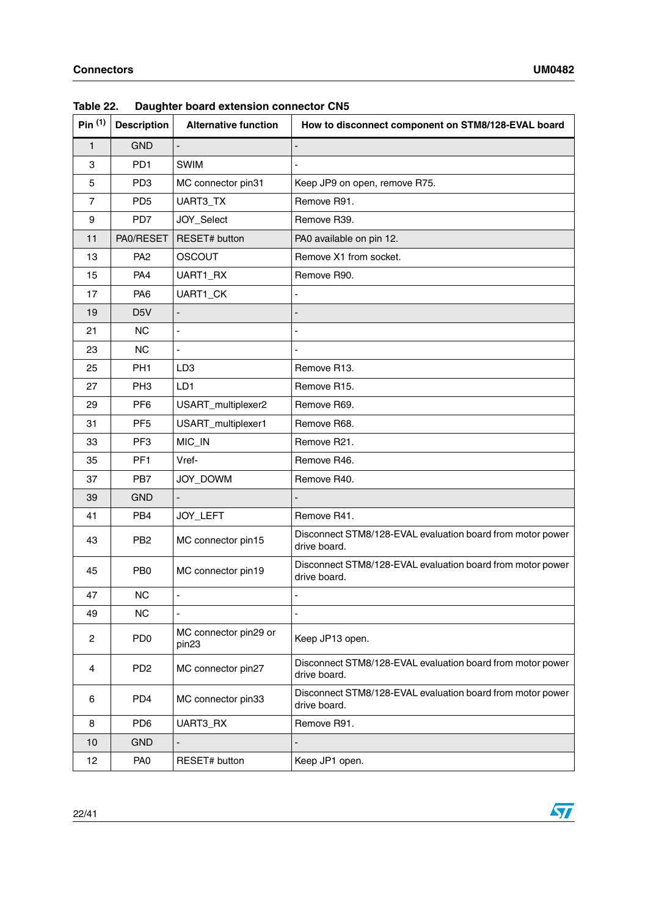Table 22. Daughter board extension connector CN5

| Pin [1] | Description | Alternative function | How to disconnect component on STM8/128-EVAL board |
|---|---|---|---|
| 1 | GND | - | - |
| 3 | PD1 | SWIM | - |
| 5 | PD3 | MC connector pin31 | Keep JP9 on open, remove R75. |
| 7 | PD5 | UART3_TX | Remove R91. |
| 9 | PD7 | JOY_Select | Remove R39. |
| 11 | PA0/RESET | RESET# button | PA0 available on pin 12. |
| 13 | PA2 | OSCOUT | Remove X1 from socket. |
| 15 | PA4 | UART1_RX | Remove R90. |
| 17 | PA6 | UART1_CK | - |
| 19 | D5V | - | - |
| 21 | NC | - | - |
| 23 | NC | - | - |
| 25 | PH1 | LD3 | Remove R13. |
| 27 | PH3 | LD1 | Remove R15. |
| 29 | PF6 | USART_multiplexer2 | Remove R69. |
| 31 | PF5 | USART_multiplexer1 | Remove R68. |
| 33 | PF3 | MIC_IN | Remove R21. |
| 35 | PF1 | Vref- | Remove R46. |
| 37 | PB7 | JOY_DOWM | Remove R40. |
| 39 | GND | - | - |
| 41 | PB4 | JOY_LEFT | Remove R41. |
| 43 | PB2 | MC connector pin15 | Disconnect STM8/128-EVAL evaluation board from motor power drive board. |
| 45 | PB0 | MC connector pin19 | Disconnect STM8/128-EVAL evaluation board from motor power drive board. |
| 47 | NC | - | - |
| 49 | NC | - | - |
| 2 | PD0 | MC connector pin29 or pin23 | Keep JP13 open. |
| 4 | PD2 | MC connector pin27 | Disconnect STM8/128-EVAL evaluation board from motor power drive board. |
| 6 | PD4 | MC connector pin33 | Disconnect STM8/128-EVAL evaluation board from motor power drive board. |
| 8 | PD6 | UART3_RX | Remove R91. |
| 10 | GND | - | - |
| 12 | PA0 | RESET# button | Keep JP1 open. |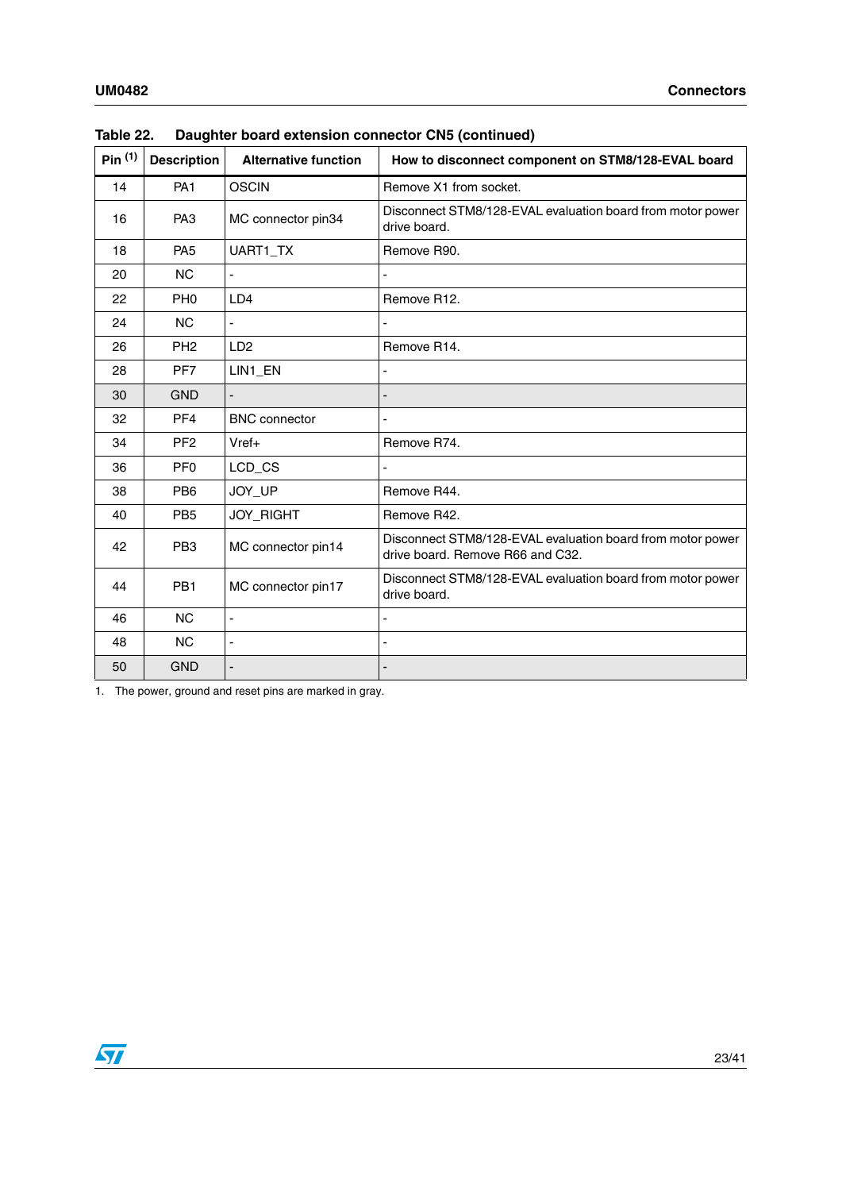Table 22. Daughter board extension connector CN5 (continued)

| Pin [1] | Description | Alternative function | How to disconnect component on STM8/128-EVAL board |
|---|---|---|---|
| 14 | PA1 | OSCIN | Remove X1 from socket. |
| 16 | PA3 | MC connector pin34 | Disconnect STM8/128-EVAL evaluation board from motor power drive board. |
| 18 | PA5 | UART1_TX | Remove R90. |
| 20 | NC | - | - |
| 22 | PH0 | LD4 | Remove R12. |
| 24 | NC | - | - |
| 26 | PH2 | LD2 | Remove R14. |
| 28 | PF7 | LIN1_EN | - |
| 30 | GND | - | - |
| 32 | PF4 | BNC connector | - |
| 34 | PF2 | Vref+ | Remove R74. |
| 36 | PF0 | LCD_CS | - |
| 38 | PB6 | JOY_UP | Remove R44. |
| 40 | PB5 | JOY_RIGHT | Remove R42. |
| 42 | PB3 | MC connector pin14 | Disconnect STM8/128-EVAL evaluation board from motor power drive board. Remove R66 and C32. |
| 44 | PB1 | MC connector pin17 | Disconnect STM8/128-EVAL evaluation board from motor power drive board. |
| 46 | NC | - | - |
| 48 | NC | - | - |
| 50 | GND | - | - |

1. The power, ground and reset pins are marked in gray.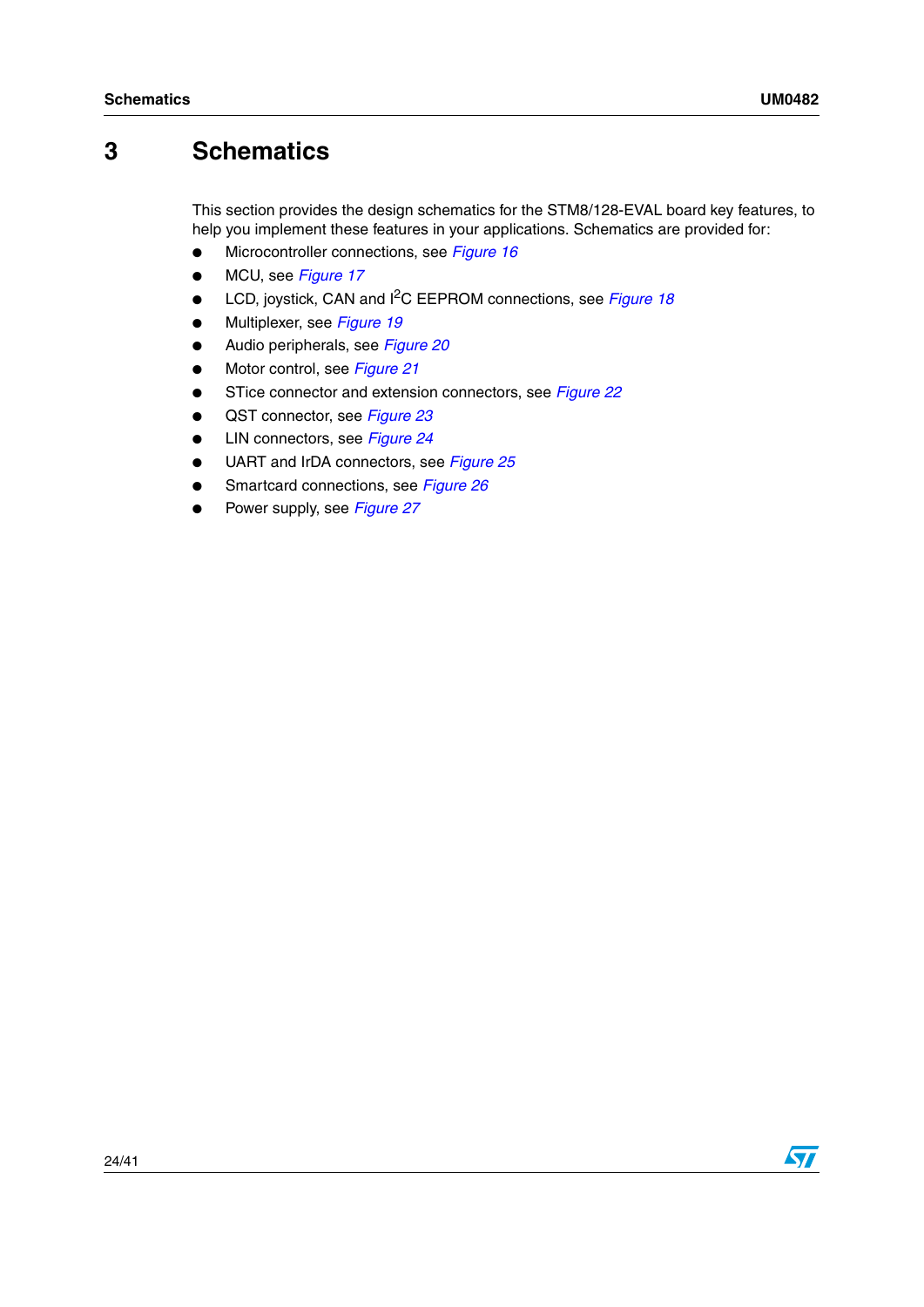# 3 Schematics

This section provides the design schematics for the STM8/128-EVAL board key features, to help you implement these features in your applications. Schematics are provided for:

- Microcontroller connections, see *Figure 16*
- MCU, see *Figure 17*
- LCD, joystick, CAN and $I^2C$ EEPROM connections, see *Figure 18*
- Multiplexer, see *Figure 19*
- Audio peripherals, see *Figure 20*
- Motor control, see *Figure 21*
- STice connector and extension connectors, see *Figure 22*
- QST connector, see *Figure 23*
- LIN connectors, see *Figure 24*
- UART and IrDA connectors, see *Figure 25*
- Smartcard connections, see *Figure 26*
- Power supply, see *Figure 27*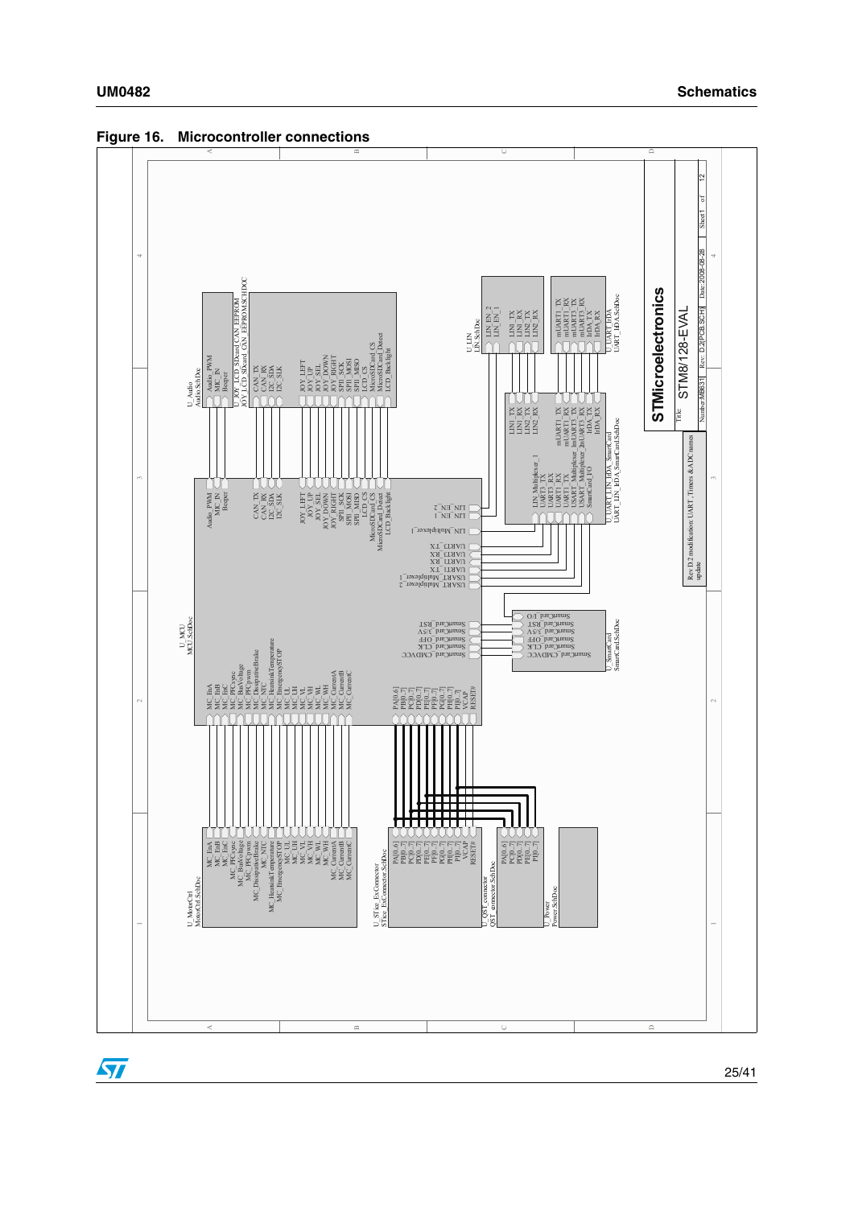**Figure 16. Microcontroller connections**

U_Audio
Audio.SchDoc
Audio_PWM
MIC_IN
Beeper

U_JOY_LCD_SDcard_CAN_EEPROM
JOY_LCD_SDcard_CAN_EEPROM.SCHDOC
CAN_TX
CAN_RX
I2C_SDA
I2C_SCK
JOY_LEFT
JOY_UP
JOY_SEL
JOY_DOWN
JOY_RIGHT
SPI1_SCK
SPI1_MOSI
SPI1_MISO
LCD_CS
MicroSDCard_CS
MicroSDCard_Detect
LCD_Backlight

U_LIN
LIN.SchDoc
LIN_EN_2
LIN_EN_1
LIN1_TX
LIN1_RX
LIN2_TX
LIN2_RX

U_UART_IrDA
UART_IrDA.SchDoc
mUART1_TX
mUART1_RX
mUART3_TX
mUART3_RX
IrDA_TX
IrDA_RX

U_UART_LIN_IrDA_SmartCard
UART_LIN_IrDA_SmartCard.SchDoc
LIN1_TX
LIN1_RX
LIN2_TX
LIN2_RX
mUART1_TX
mUART1_RX
mUART3_TX
mUART3_RX
IrDA_TX
IrDA_RX
LIN_Multiplexer_1
UART3_TX
UART3_RX
UART1_RX
UART1_TX
USART_Multiplexer_1
USART_Multiplexer_2
SmartCard_I/O

U_MCU
MCU.SchDoc
Audio_PWM
MIC_IN
Beeper
CAN_TX
CAN_RX
I2C_SDA
I2C_SCK
JOY_LEFT
JOY_UP
JOY_SEL
JOY_DOWN
JOY_RIGHT
SPI1_SCK
SPI1_MOSI
SPI1_MISO
LCD_CS
MicroSDCard_CS
MicroSDCard_Detect
LCD_Backlight
LIN_EN_2
LIN_EN_1
LIN_Multiplexer_1
UART3_TX
UART3_RX
UART1_RX
UART1_TX
USART_Multiplexer_1
USART_Multiplexer_2
SmartCard_RST
SmartCard_3/5V
SmartCard_OFF
SmartCard_CLK
SmartCard_CMDVCC
MC_EnA
MC_EnB
MC_EnC
MC_PFCsync
MC_BusVoltage
MC_PFCpwm
MC_DissipativeBrake
MC_NTC
MC_HeatsinkTemperature
MC_EmergencySTOP
MC_UL
MC_UH
MC_VL
MC_VH
MC_WL
MC_WH
MC_CurrentA
MC_CurrentB
MC_CurrentC
PA[0..6]
PB[0..7]
PC[0..7]
PD[0..7]
PE[0..7]
PF[0..7]
PG[0..7]
PH[0..7]
PI[0..7]
VCAP
RESET#

U_SmartCard
SmartCard.SchDoc
SmartCard_I/O
SmartCard_RST
SmartCard_3/5V
SmartCard_OFF
SmartCard_CLK
SmartCard_CMDVCC

U_MotorCtrl
MotorCtrl.SchDoc
MC_EnA
MC_EnB
MC_EnC
MC_PFCsync
MC_BusVoltage
MC_PFCpwm
MC_DissipativeBrake
MC_NTC
MC_HeatsinkTemperature
MC_EmergencySTOP
MC_UL
MC_UH
MC_VL
MC_VH
MC_WL
MC_WH
MC_CurrentA
MC_CurrentB
MC_CurrentC

U_STice_ExConnector
STice_ExConnector.SchDoc
PA[0..6]
PB[0..7]
PC[0..7]
PD[0..7]
PE[0..7]
PF[0..7]
PG[0..7]
PH[0..7]
PI[0..7]
VCAP
RESET#

U_QST_Connector
QST_connector.SchDoc
PA[0..6]
PC[0..7]
PD[0..7]
PE[0..7]
PI[0..7]

U_Power
Power.SchDoc

Rev D.2 modification: UART, Timers & ADC names update

**STMicroelectronics**

Title: STM8/128-EVAL

Number: MB631 | Rev: D.2(PCB.SCH) | Date: 2008-08-28 | Sheet 1 of 12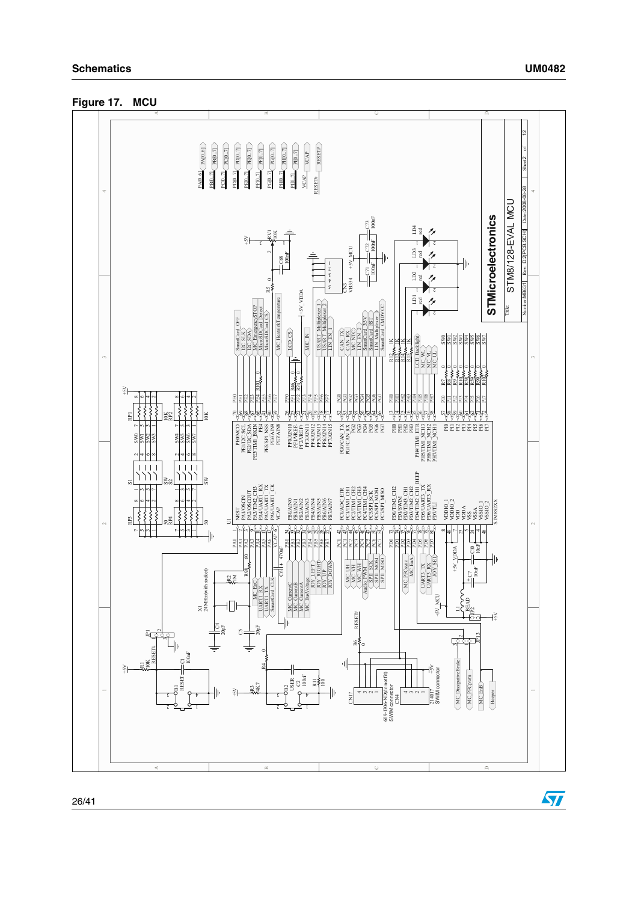**Figure 17. MCU**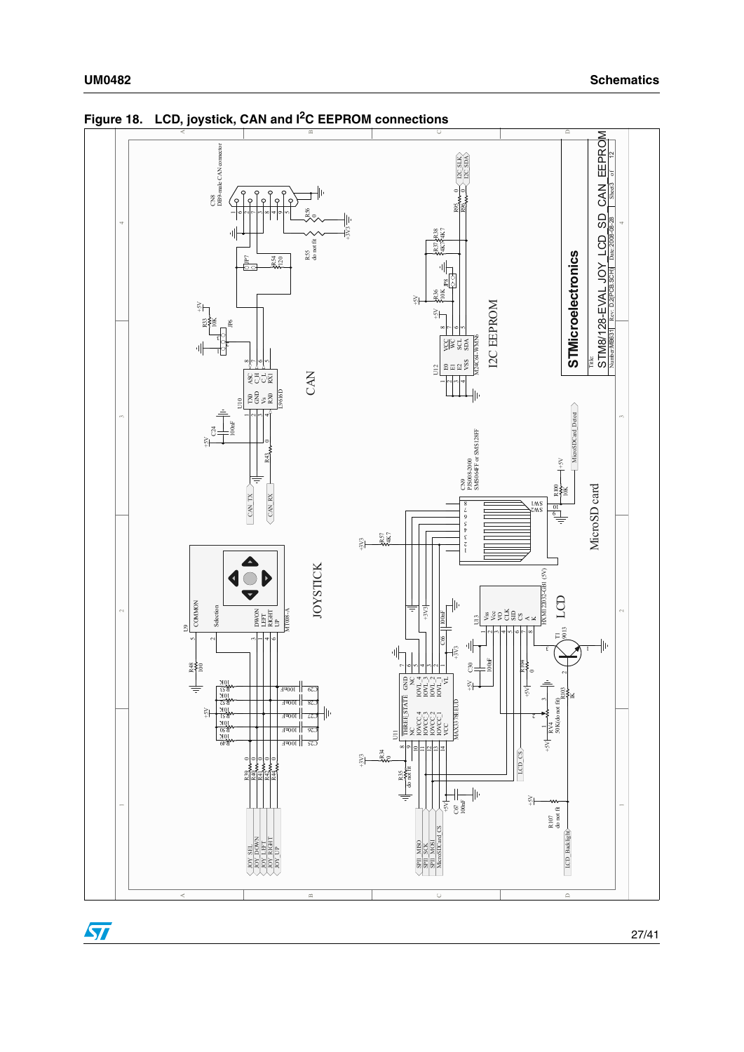Figure 18. LCD, joystick, CAN and I²C EEPROM connections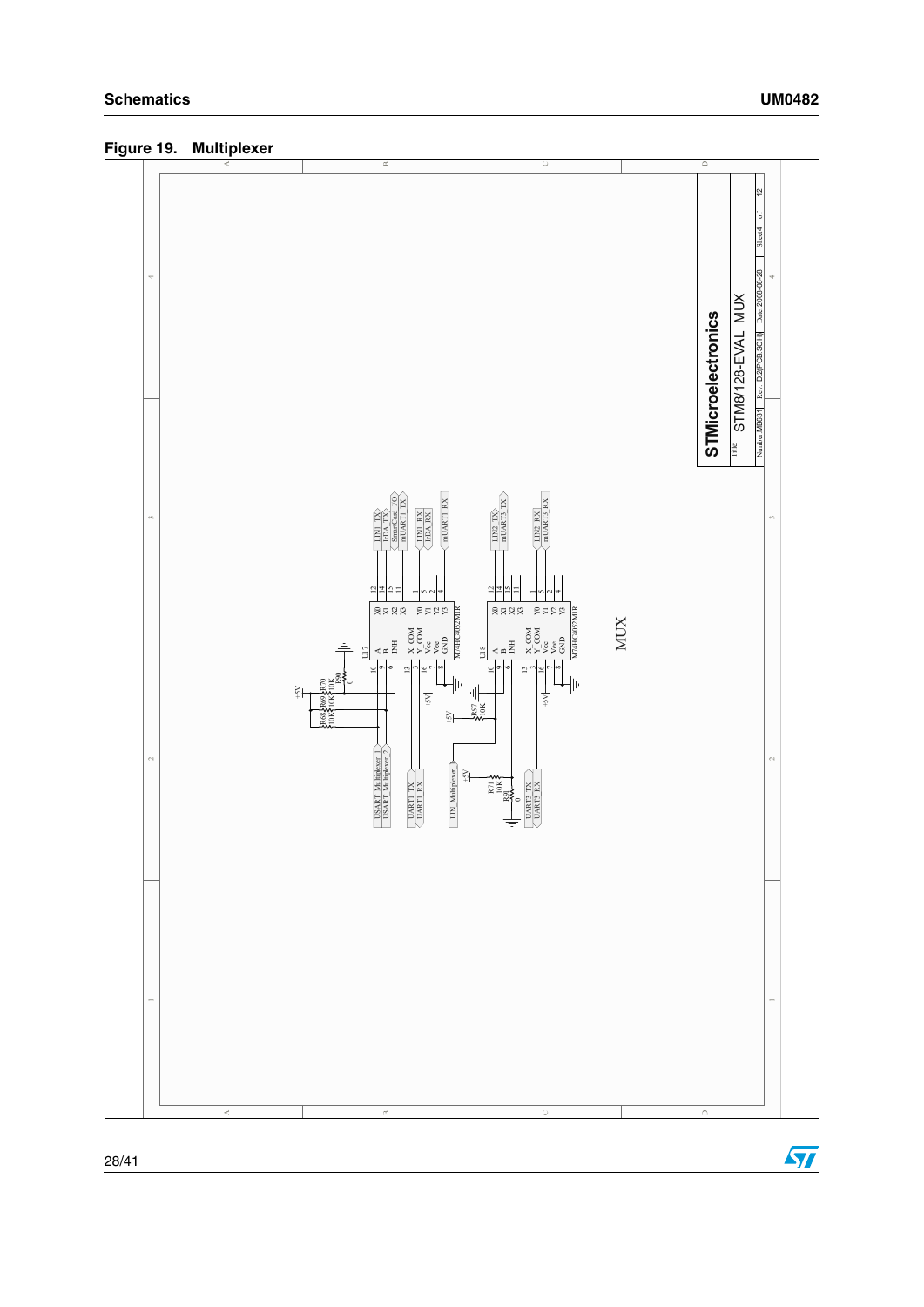**Figure 19. Multiplexer**

STMicroelectronics

Title: STM8/128-EVAL MUX

Number: MB631 | Rev: D.2(PCB.SCH) | Date: 2008-08-28 | Sheet 4 of 12

MUX

U17 M74HC4052M1R

U18 M74HC4052M1R

USART_Multiplexer_1, USART_Multiplexer_2, UART1_TX, UART1_RX, LIN_Multiplexer_1, UART3_TX, UART3_RX

LIN1_TX, IrDA_TX, SmartCard_IO, mUART1_TX, LIN1_RX, IrDA_RX, mUART1_RX

LIN2_TX, mUART3_TX, LIN2_RX, mUART3_RX

R68 10K, R69 10K, R70 10K, R90 0, R97 10K, R71 10K, R91 0

+5V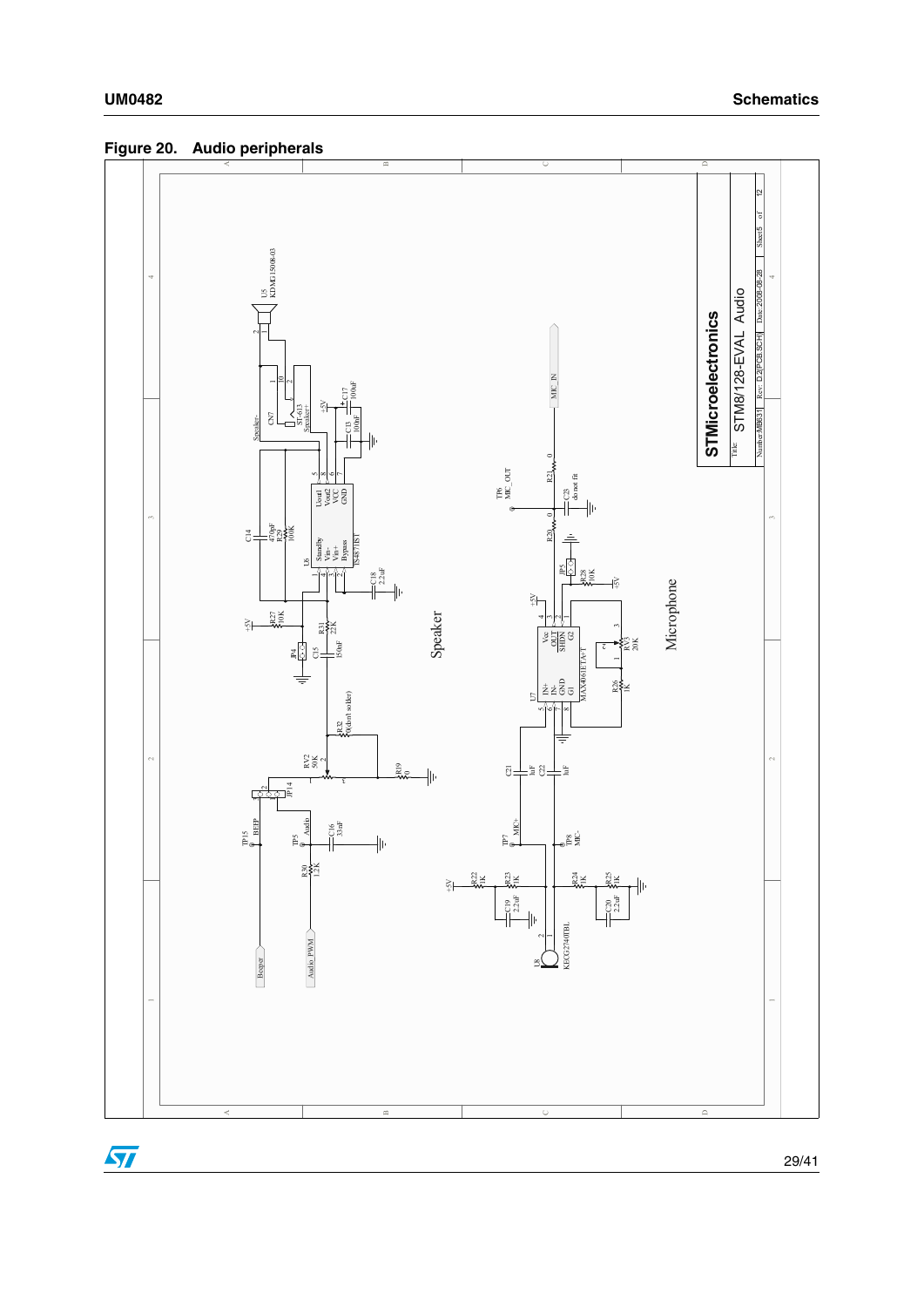**Figure 20. Audio peripherals**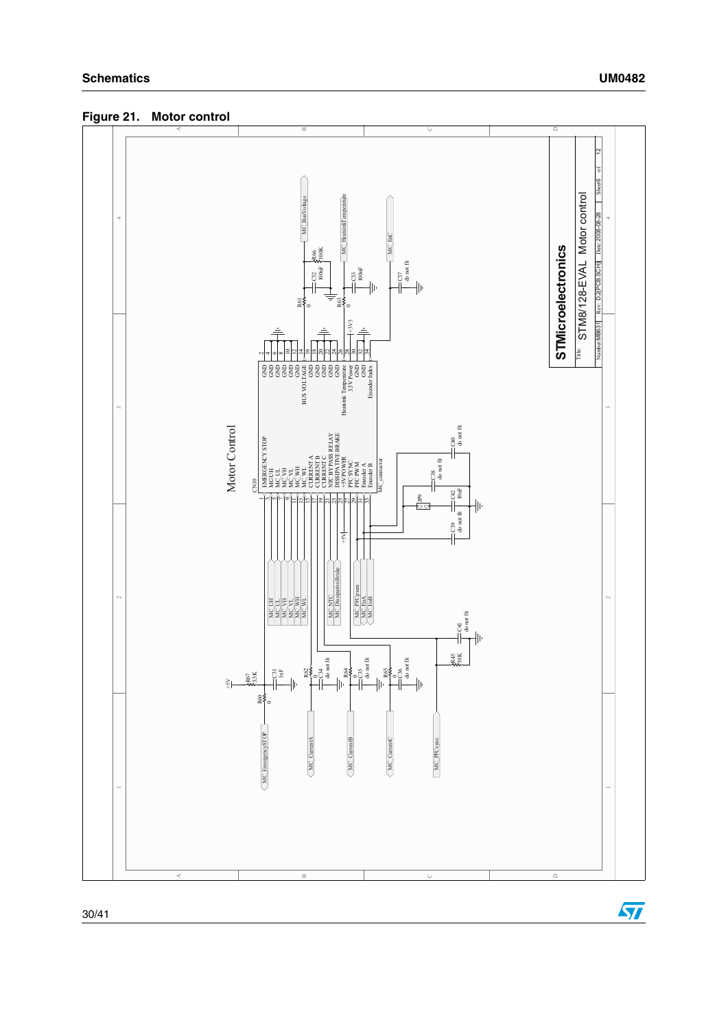**Figure 21. Motor control**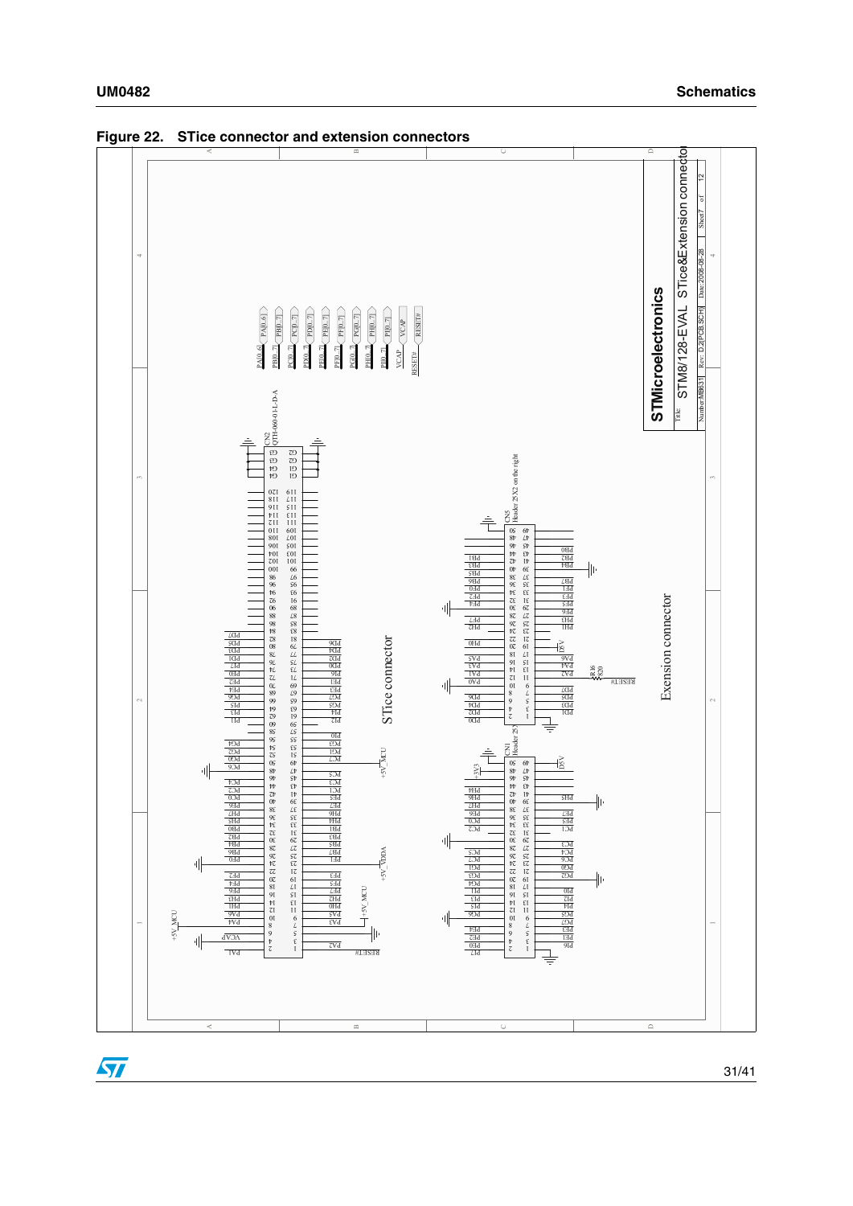# Figure 22. STice connector and extension connectors

STMicroelectronics

Title: STM8/128-EVAL STice&Extension connector

Number: MB631 | Rev: D.2(PCB.SCH) | Date: 2008-08-28 | Sheet 7 of 12

STice connector

Exension connector

CN2 QTH-060-01-L-D-A

CN5 Header 25X2 on the right

CN4 Header 25X2

+5V_MCU

+5V_VDDA

+3V3

D5V

VCAP

RESET#

R16 820

PA[0..6]

PB[0..7]

PC[0..7]

PD[0..7]

PE[0..7]

PF[0..7]

PG[0..7]

PH[0..7]

PI[0..7]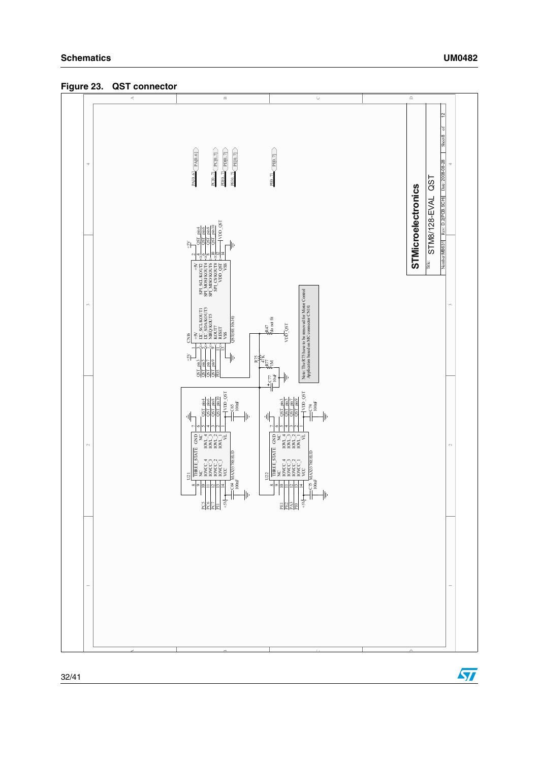**Figure 23. QST connector**

CN16

| Pin | Signal | Signal | Pin |
| --- | --- | --- | --- |
| 1 | +5V | +5V | 2 |
| 3 | I2C_SCL/KOUT1 | SPI_SCL/KOUT2 | 4 |
| 5 | I2C_SDA/KOUT3 | SPI_MOSI/KOUT4 | 6 |
| 7 | NIRQ/KOUT5 | SPI_MISO/KOUT6 | 8 |
| 9 | KOUT7 | SPI_CS/KOUT8 | 10 |
| 11 | RESET | VDD_QST | 12 |
| 13 | VSS | VSS | 14 |

QSTHE10x14)

U21 MAX3378EEUD: PC5, PC6, PC7, PI1 → IOVCC_4..IOVCC_1 / IOVL_4..IOVL_1 → QST_pin4, QST_pin6, QST_pin8, QST_pin10; VL: VDD_QST; VCC: +5V; C64 100nF; C65 100nF

U22 MAX3378EEUD: PE1, PE2, PA3, PI0 → QST_pin3, QST_pin5, QST_pin7, QST_pin9; VL: VDD_QST; VCC: +5V; C75 100nF; C74 100nF

R75 47K, R77 1M, C77 10uF, R47 do not fit, VDD_QST, PD1

PA[0..6], PC[0..7], PD[0..7], PE[0..7], PI[0..7]

Note: The R75 have to be removed for Motor Control Application based on MC connector CN10.

STMicroelectronics — Title: STM8/128-EVAL QST — Number: MB631 — Rev: D.2(PCB.SCH) — Date: 2008-08-28 — Sheet 8 of 12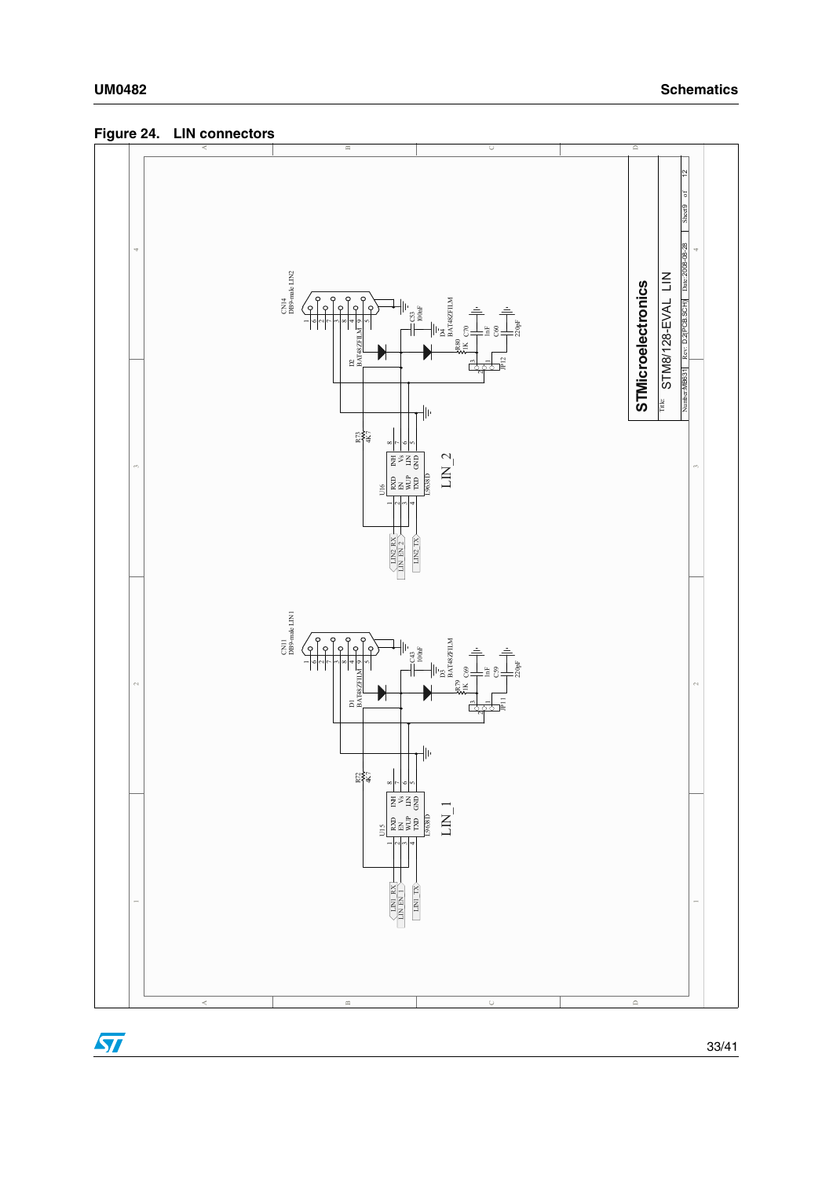**Figure 24. LIN connectors**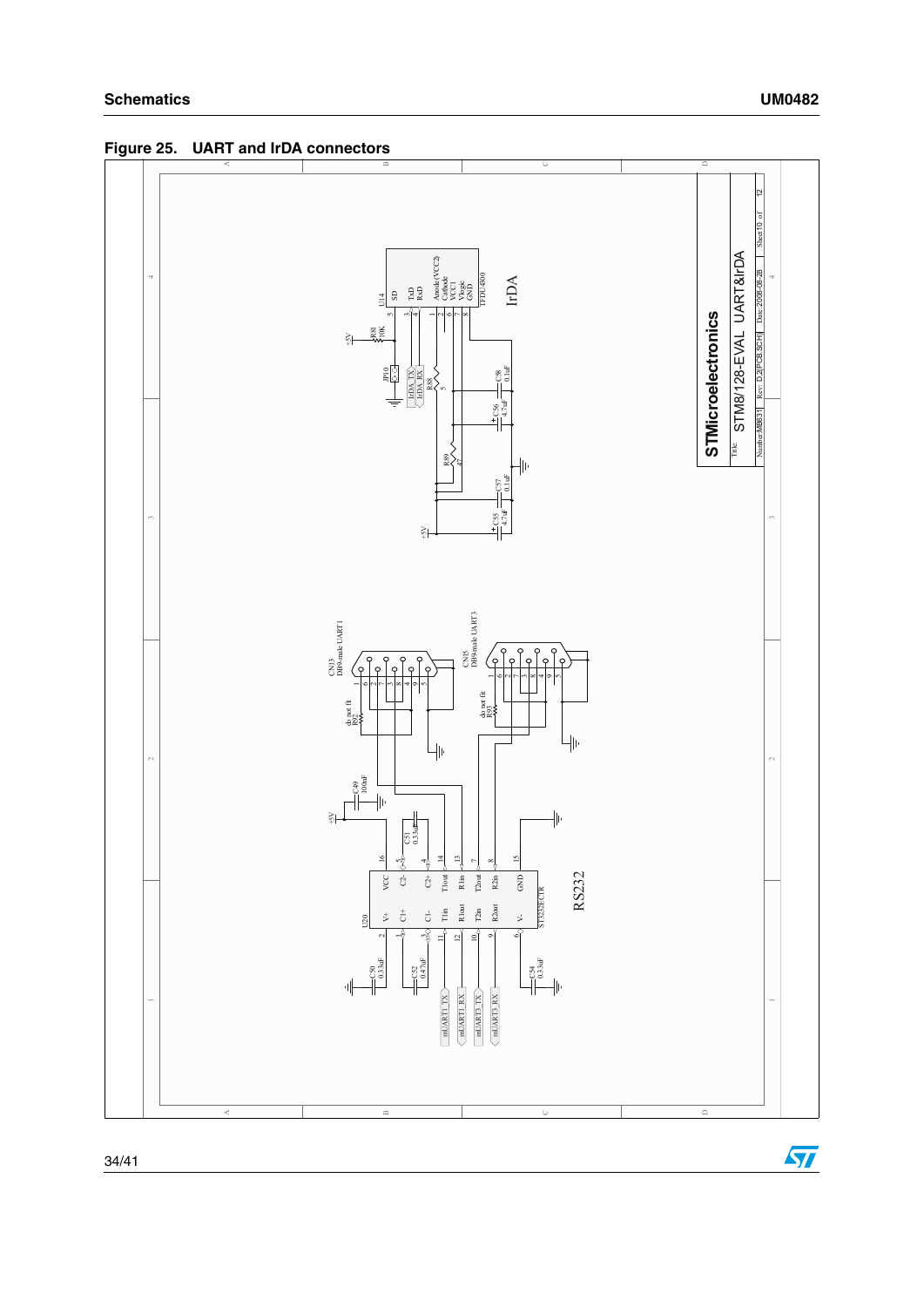**Figure 25. UART and IrDA connectors**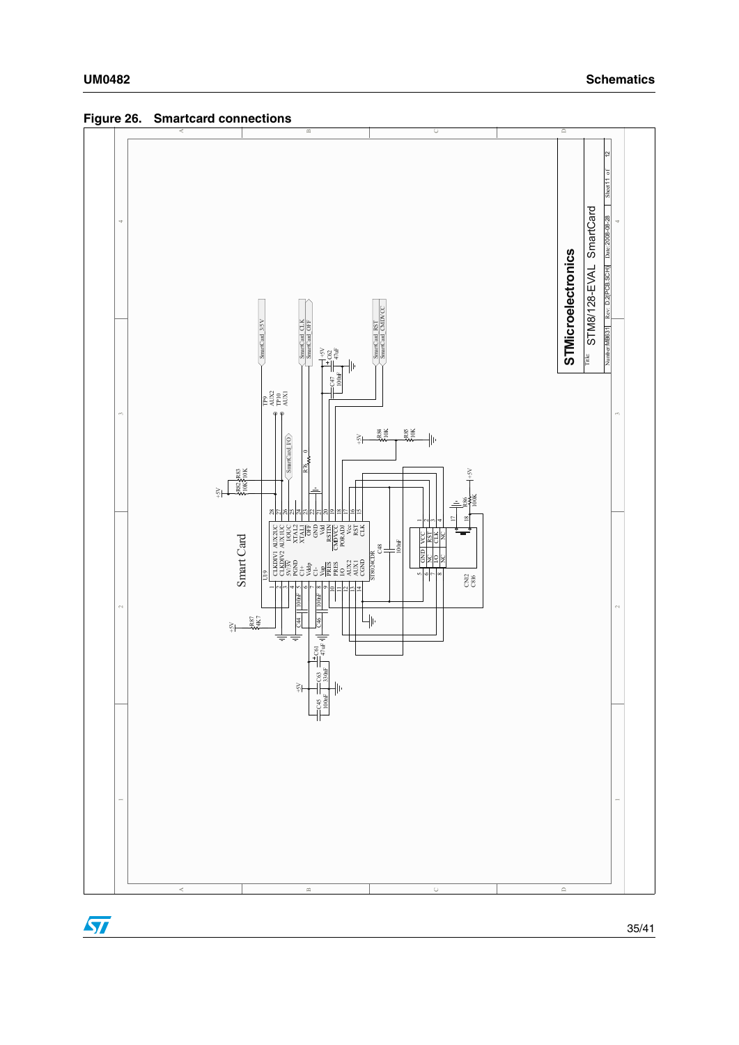**Figure 26. Smartcard connections**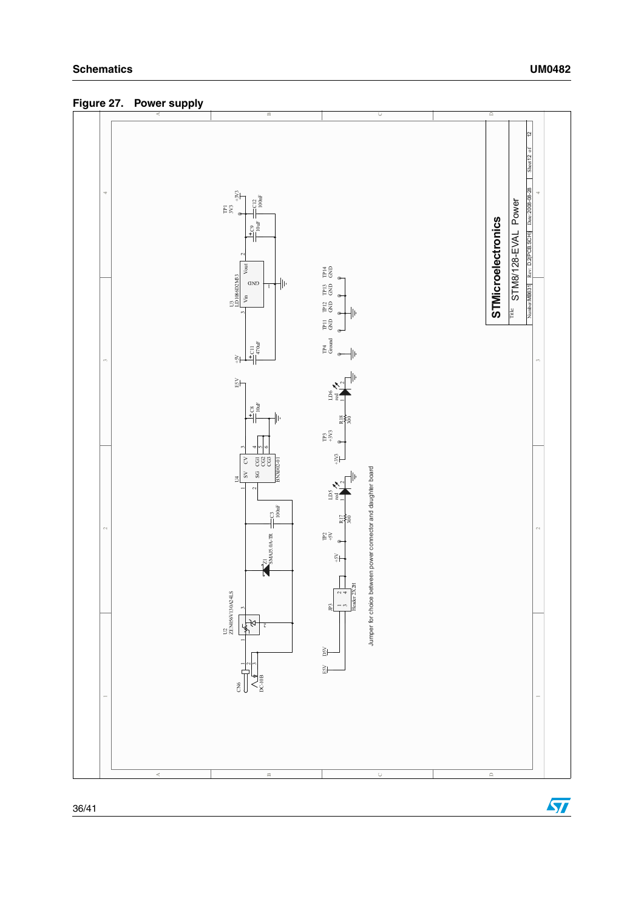**Figure 27. Power supply**

Jumper for choice between power connector and daughter board

STMicroelectronics

Title: STM8/128-EVAL Power

Number: MB631 | Rev: D.2(PCB.SCH) | Date: 2008-08-28 | Sheet 12 of 12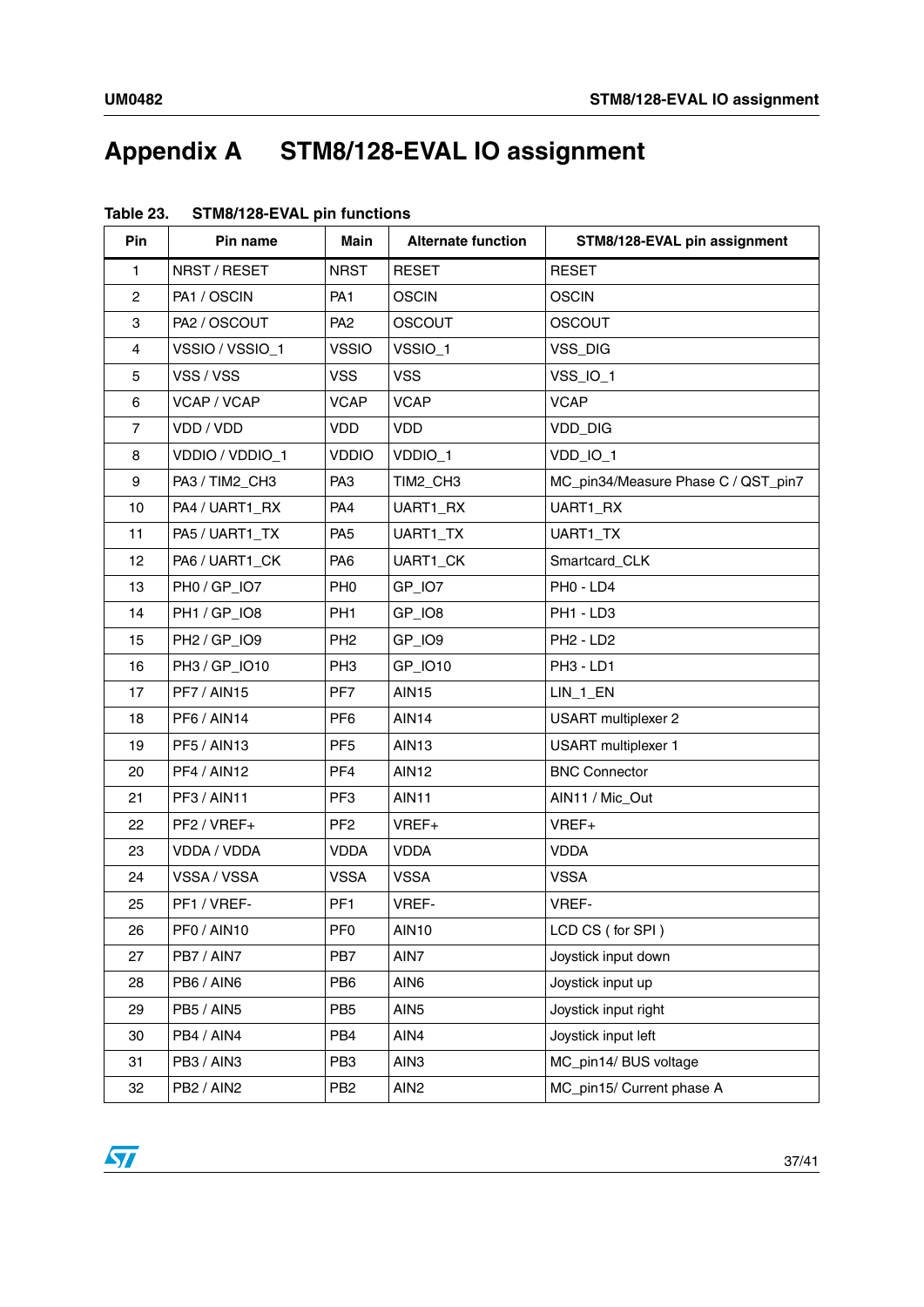# Appendix A STM8/128-EVAL IO assignment

**Table 23. STM8/128-EVAL pin functions**

| Pin | Pin name | Main | Alternate function | STM8/128-EVAL pin assignment |
|---|---|---|---|---|
| 1 | NRST / RESET | NRST | RESET | RESET |
| 2 | PA1 / OSCIN | PA1 | OSCIN | OSCIN |
| 3 | PA2 / OSCOUT | PA2 | OSCOUT | OSCOUT |
| 4 | VSSIO / VSSIO_1 | VSSIO | VSSIO_1 | VSS_DIG |
| 5 | VSS / VSS | VSS | VSS | VSS_IO_1 |
| 6 | VCAP / VCAP | VCAP | VCAP | VCAP |
| 7 | VDD / VDD | VDD | VDD | VDD_DIG |
| 8 | VDDIO / VDDIO_1 | VDDIO | VDDIO_1 | VDD_IO_1 |
| 9 | PA3 / TIM2_CH3 | PA3 | TIM2_CH3 | MC_pin34/Measure Phase C / QST_pin7 |
| 10 | PA4 / UART1_RX | PA4 | UART1_RX | UART1_RX |
| 11 | PA5 / UART1_TX | PA5 | UART1_TX | UART1_TX |
| 12 | PA6 / UART1_CK | PA6 | UART1_CK | Smartcard_CLK |
| 13 | PH0 / GP_IO7 | PH0 | GP_IO7 | PH0 - LD4 |
| 14 | PH1 / GP_IO8 | PH1 | GP_IO8 | PH1 - LD3 |
| 15 | PH2 / GP_IO9 | PH2 | GP_IO9 | PH2 - LD2 |
| 16 | PH3 / GP_IO10 | PH3 | GP_IO10 | PH3 - LD1 |
| 17 | PF7 / AIN15 | PF7 | AIN15 | LIN_1_EN |
| 18 | PF6 / AIN14 | PF6 | AIN14 | USART multiplexer 2 |
| 19 | PF5 / AIN13 | PF5 | AIN13 | USART multiplexer 1 |
| 20 | PF4 / AIN12 | PF4 | AIN12 | BNC Connector |
| 21 | PF3 / AIN11 | PF3 | AIN11 | AIN11 / Mic_Out |
| 22 | PF2 / VREF+ | PF2 | VREF+ | VREF+ |
| 23 | VDDA / VDDA | VDDA | VDDA | VDDA |
| 24 | VSSA / VSSA | VSSA | VSSA | VSSA |
| 25 | PF1 / VREF- | PF1 | VREF- | VREF- |
| 26 | PF0 / AIN10 | PF0 | AIN10 | LCD CS ( for SPI ) |
| 27 | PB7 / AIN7 | PB7 | AIN7 | Joystick input down |
| 28 | PB6 / AIN6 | PB6 | AIN6 | Joystick input up |
| 29 | PB5 / AIN5 | PB5 | AIN5 | Joystick input right |
| 30 | PB4 / AIN4 | PB4 | AIN4 | Joystick input left |
| 31 | PB3 / AIN3 | PB3 | AIN3 | MC_pin14/ BUS voltage |
| 32 | PB2 / AIN2 | PB2 | AIN2 | MC_pin15/ Current phase A |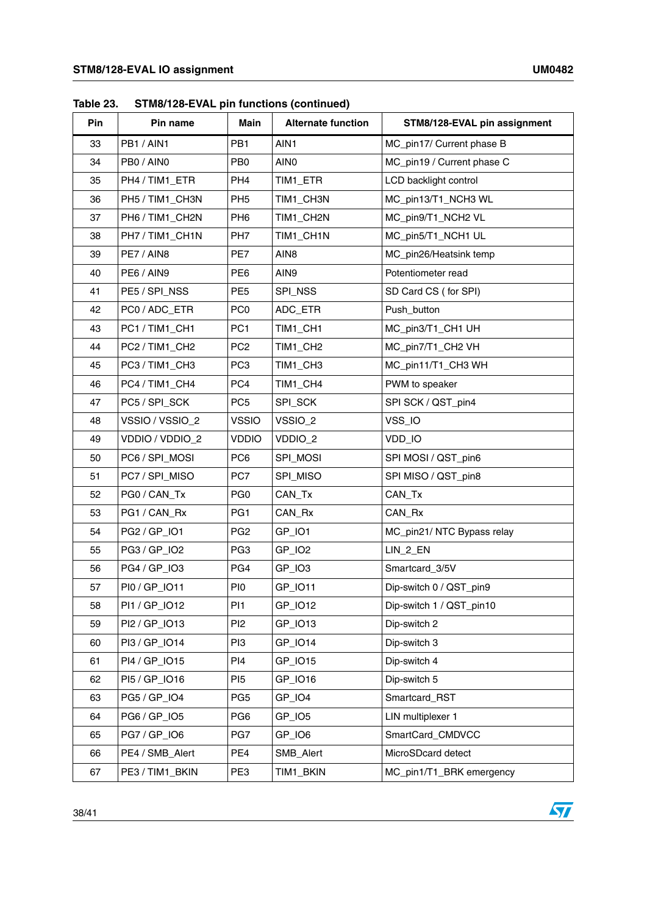**Table 23. STM8/128-EVAL pin functions (continued)**

| Pin | Pin name | Main | Alternate function | STM8/128-EVAL pin assignment |
|---|---|---|---|---|
| 33 | PB1 / AIN1 | PB1 | AIN1 | MC_pin17/ Current phase B |
| 34 | PB0 / AIN0 | PB0 | AIN0 | MC_pin19 / Current phase C |
| 35 | PH4 / TIM1_ETR | PH4 | TIM1_ETR | LCD backlight control |
| 36 | PH5 / TIM1_CH3N | PH5 | TIM1_CH3N | MC_pin13/T1_NCH3 WL |
| 37 | PH6 / TIM1_CH2N | PH6 | TIM1_CH2N | MC_pin9/T1_NCH2 VL |
| 38 | PH7 / TIM1_CH1N | PH7 | TIM1_CH1N | MC_pin5/T1_NCH1 UL |
| 39 | PE7 / AIN8 | PE7 | AIN8 | MC_pin26/Heatsink temp |
| 40 | PE6 / AIN9 | PE6 | AIN9 | Potentiometer read |
| 41 | PE5 / SPI_NSS | PE5 | SPI_NSS | SD Card CS ( for SPI) |
| 42 | PC0 / ADC_ETR | PC0 | ADC_ETR | Push_button |
| 43 | PC1 / TIM1_CH1 | PC1 | TIM1_CH1 | MC_pin3/T1_CH1 UH |
| 44 | PC2 / TIM1_CH2 | PC2 | TIM1_CH2 | MC_pin7/T1_CH2 VH |
| 45 | PC3 / TIM1_CH3 | PC3 | TIM1_CH3 | MC_pin11/T1_CH3 WH |
| 46 | PC4 / TIM1_CH4 | PC4 | TIM1_CH4 | PWM to speaker |
| 47 | PC5 / SPI_SCK | PC5 | SPI_SCK | SPI SCK / QST_pin4 |
| 48 | VSSIO / VSSIO_2 | VSSIO | VSSIO_2 | VSS_IO |
| 49 | VDDIO / VDDIO_2 | VDDIO | VDDIO_2 | VDD_IO |
| 50 | PC6 / SPI_MOSI | PC6 | SPI_MOSI | SPI MOSI / QST_pin6 |
| 51 | PC7 / SPI_MISO | PC7 | SPI_MISO | SPI MISO / QST_pin8 |
| 52 | PG0 / CAN_Tx | PG0 | CAN_Tx | CAN_Tx |
| 53 | PG1 / CAN_Rx | PG1 | CAN_Rx | CAN_Rx |
| 54 | PG2 / GP_IO1 | PG2 | GP_IO1 | MC_pin21/ NTC Bypass relay |
| 55 | PG3 / GP_IO2 | PG3 | GP_IO2 | LIN_2_EN |
| 56 | PG4 / GP_IO3 | PG4 | GP_IO3 | Smartcard_3/5V |
| 57 | PI0 / GP_IO11 | PI0 | GP_IO11 | Dip-switch 0 / QST_pin9 |
| 58 | PI1 / GP_IO12 | PI1 | GP_IO12 | Dip-switch 1 / QST_pin10 |
| 59 | PI2 / GP_IO13 | PI2 | GP_IO13 | Dip-switch 2 |
| 60 | PI3 / GP_IO14 | PI3 | GP_IO14 | Dip-switch 3 |
| 61 | PI4 / GP_IO15 | PI4 | GP_IO15 | Dip-switch 4 |
| 62 | PI5 / GP_IO16 | PI5 | GP_IO16 | Dip-switch 5 |
| 63 | PG5 / GP_IO4 | PG5 | GP_IO4 | Smartcard_RST |
| 64 | PG6 / GP_IO5 | PG6 | GP_IO5 | LIN multiplexer 1 |
| 65 | PG7 / GP_IO6 | PG7 | GP_IO6 | SmartCard_CMDVCC |
| 66 | PE4 / SMB_Alert | PE4 | SMB_Alert | MicroSDcard detect |
| 67 | PE3 / TIM1_BKIN | PE3 | TIM1_BKIN | MC_pin1/T1_BRK emergency |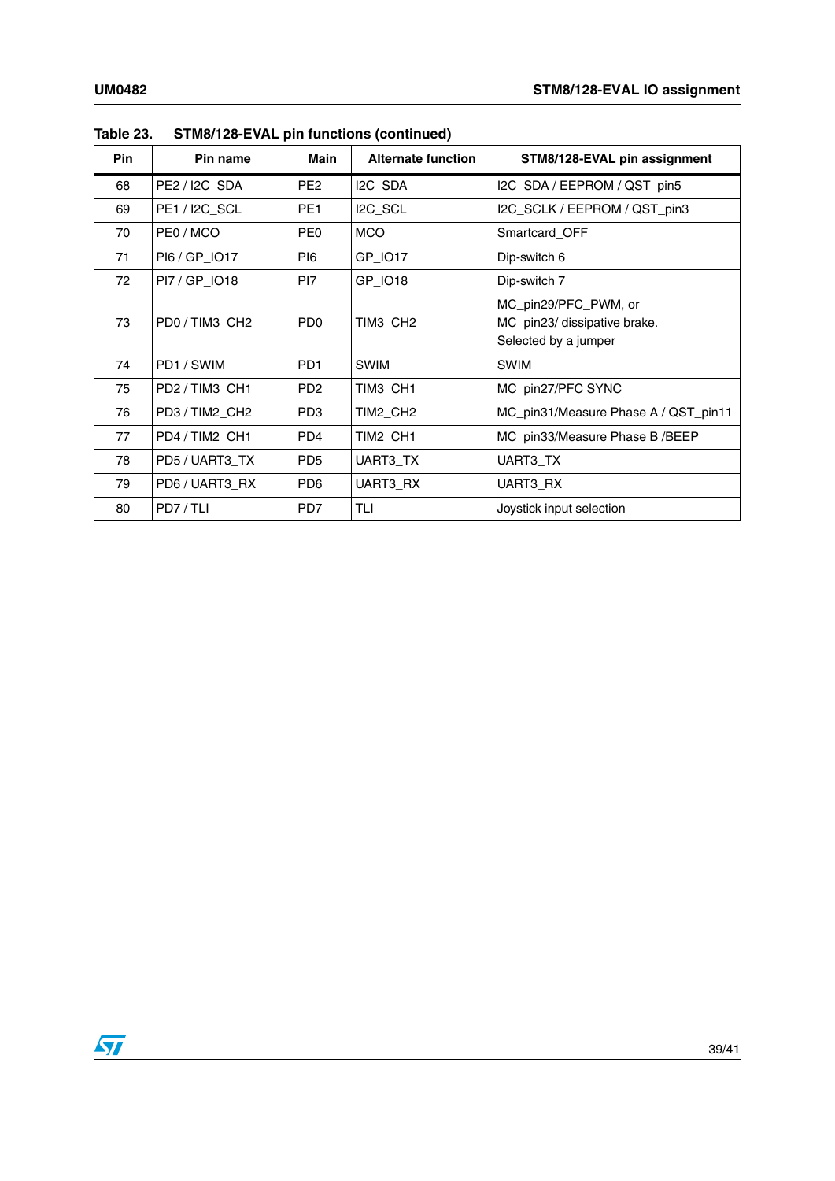Table 23. STM8/128-EVAL pin functions (continued)

| Pin | Pin name | Main | Alternate function | STM8/128-EVAL pin assignment |
|---|---|---|---|---|
| 68 | PE2 / I2C_SDA | PE2 | I2C_SDA | I2C_SDA / EEPROM / QST_pin5 |
| 69 | PE1 / I2C_SCL | PE1 | I2C_SCL | I2C_SCLK / EEPROM / QST_pin3 |
| 70 | PE0 / MCO | PE0 | MCO | Smartcard_OFF |
| 71 | PI6 / GP_IO17 | PI6 | GP_IO17 | Dip-switch 6 |
| 72 | PI7 / GP_IO18 | PI7 | GP_IO18 | Dip-switch 7 |
| 73 | PD0 / TIM3_CH2 | PD0 | TIM3_CH2 | MC_pin29/PFC_PWM, or MC_pin23/ dissipative brake. Selected by a jumper |
| 74 | PD1 / SWIM | PD1 | SWIM | SWIM |
| 75 | PD2 / TIM3_CH1 | PD2 | TIM3_CH1 | MC_pin27/PFC SYNC |
| 76 | PD3 / TIM2_CH2 | PD3 | TIM2_CH2 | MC_pin31/Measure Phase A / QST_pin11 |
| 77 | PD4 / TIM2_CH1 | PD4 | TIM2_CH1 | MC_pin33/Measure Phase B /BEEP |
| 78 | PD5 / UART3_TX | PD5 | UART3_TX | UART3_TX |
| 79 | PD6 / UART3_RX | PD6 | UART3_RX | UART3_RX |
| 80 | PD7 / TLI | PD7 | TLI | Joystick input selection |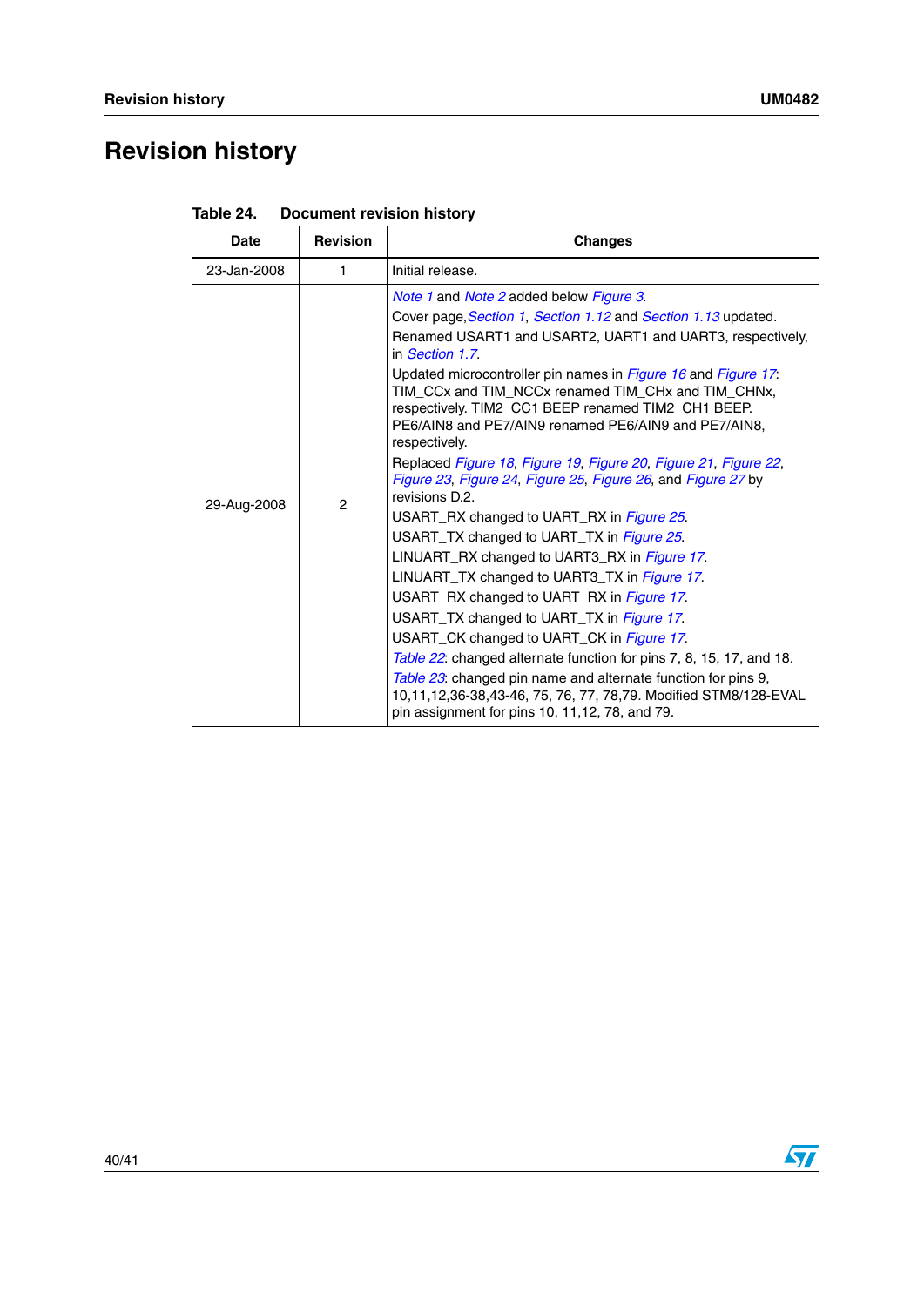# Revision history

Table 24. Document revision history

| Date | Revision | Changes |
|---|---|---|
| 23-Jan-2008 | 1 | Initial release. |
| 29-Aug-2008 | 2 | *Note 1* and *Note 2* added below *Figure 3*.<br>Cover page,*Section 1*, *Section 1.12* and *Section 1.13* updated.<br>Renamed USART1 and USART2, UART1 and UART3, respectively, in *Section 1.7*.<br>Updated microcontroller pin names in *Figure 16* and *Figure 17*: TIM_CCx and TIM_NCCx renamed TIM_CHx and TIM_CHNx, respectively. TIM2_CC1 BEEP renamed TIM2_CH1 BEEP. PE6/AIN8 and PE7/AIN9 renamed PE6/AIN9 and PE7/AIN8, respectively.<br>Replaced *Figure 18*, *Figure 19*, *Figure 20*, *Figure 21*, *Figure 22*, *Figure 23*, *Figure 24*, *Figure 25*, *Figure 26*, and *Figure 27* by revisions D.2.<br>USART_RX changed to UART_RX in *Figure 25*.<br>USART_TX changed to UART_TX in *Figure 25*.<br>LINUART_RX changed to UART3_RX in *Figure 17*.<br>LINUART_TX changed to UART3_TX in *Figure 17*.<br>USART_RX changed to UART_RX in *Figure 17*.<br>USART_TX changed to UART_TX in *Figure 17*.<br>USART_CK changed to UART_CK in *Figure 17*.<br>*Table 22*: changed alternate function for pins 7, 8, 15, 17, and 18.<br>*Table 23*: changed pin name and alternate function for pins 9, 10,11,12,36-38,43-46, 75, 76, 77, 78,79. Modified STM8/128-EVAL pin assignment for pins 10, 11,12, 78, and 79. |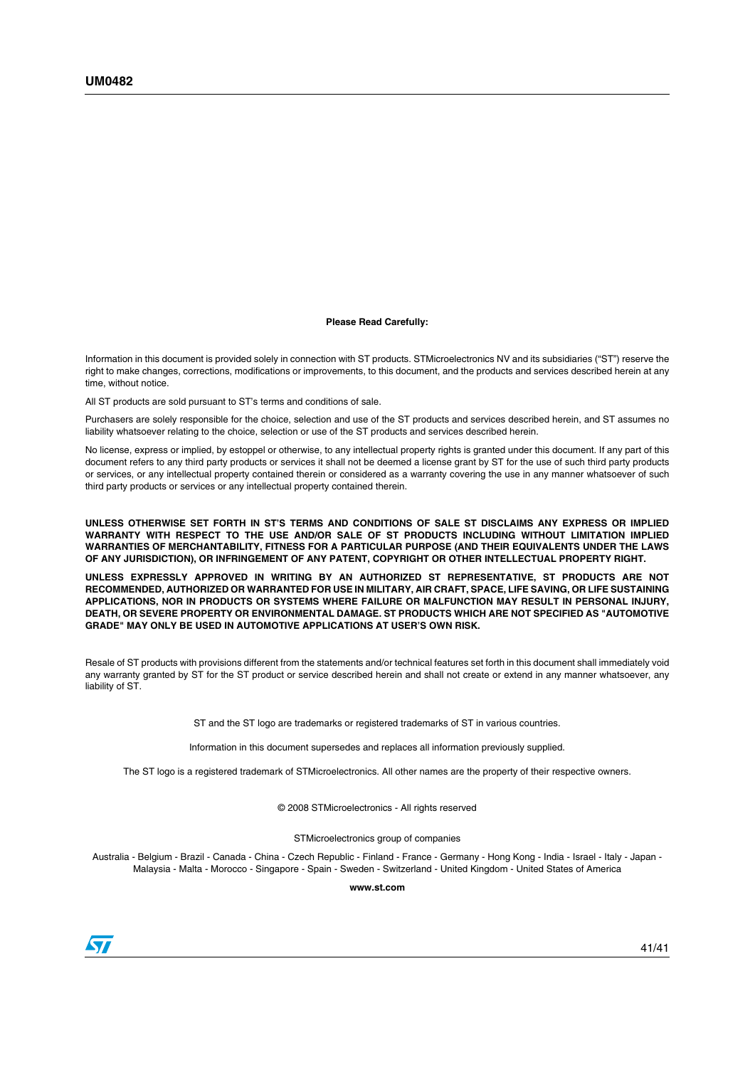**Please Read Carefully:**

Information in this document is provided solely in connection with ST products. STMicroelectronics NV and its subsidiaries ("ST") reserve the right to make changes, corrections, modifications or improvements, to this document, and the products and services described herein at any time, without notice.

All ST products are sold pursuant to ST's terms and conditions of sale.

Purchasers are solely responsible for the choice, selection and use of the ST products and services described herein, and ST assumes no liability whatsoever relating to the choice, selection or use of the ST products and services described herein.

No license, express or implied, by estoppel or otherwise, to any intellectual property rights is granted under this document. If any part of this document refers to any third party products or services it shall not be deemed a license grant by ST for the use of such third party products or services, or any intellectual property contained therein or considered as a warranty covering the use in any manner whatsoever of such third party products or services or any intellectual property contained therein.

**UNLESS OTHERWISE SET FORTH IN ST'S TERMS AND CONDITIONS OF SALE ST DISCLAIMS ANY EXPRESS OR IMPLIED WARRANTY WITH RESPECT TO THE USE AND/OR SALE OF ST PRODUCTS INCLUDING WITHOUT LIMITATION IMPLIED WARRANTIES OF MERCHANTABILITY, FITNESS FOR A PARTICULAR PURPOSE (AND THEIR EQUIVALENTS UNDER THE LAWS OF ANY JURISDICTION), OR INFRINGEMENT OF ANY PATENT, COPYRIGHT OR OTHER INTELLECTUAL PROPERTY RIGHT.**

**UNLESS EXPRESSLY APPROVED IN WRITING BY AN AUTHORIZED ST REPRESENTATIVE, ST PRODUCTS ARE NOT RECOMMENDED, AUTHORIZED OR WARRANTED FOR USE IN MILITARY, AIR CRAFT, SPACE, LIFE SAVING, OR LIFE SUSTAINING APPLICATIONS, NOR IN PRODUCTS OR SYSTEMS WHERE FAILURE OR MALFUNCTION MAY RESULT IN PERSONAL INJURY, DEATH, OR SEVERE PROPERTY OR ENVIRONMENTAL DAMAGE. ST PRODUCTS WHICH ARE NOT SPECIFIED AS "AUTOMOTIVE GRADE" MAY ONLY BE USED IN AUTOMOTIVE APPLICATIONS AT USER'S OWN RISK.**

Resale of ST products with provisions different from the statements and/or technical features set forth in this document shall immediately void any warranty granted by ST for the ST product or service described herein and shall not create or extend in any manner whatsoever, any liability of ST.

ST and the ST logo are trademarks or registered trademarks of ST in various countries.

Information in this document supersedes and replaces all information previously supplied.

The ST logo is a registered trademark of STMicroelectronics. All other names are the property of their respective owners.

© 2008 STMicroelectronics - All rights reserved

STMicroelectronics group of companies

Australia - Belgium - Brazil - Canada - China - Czech Republic - Finland - France - Germany - Hong Kong - India - Israel - Italy - Japan - Malaysia - Malta - Morocco - Singapore - Spain - Sweden - Switzerland - United Kingdom - United States of America

**www.st.com**